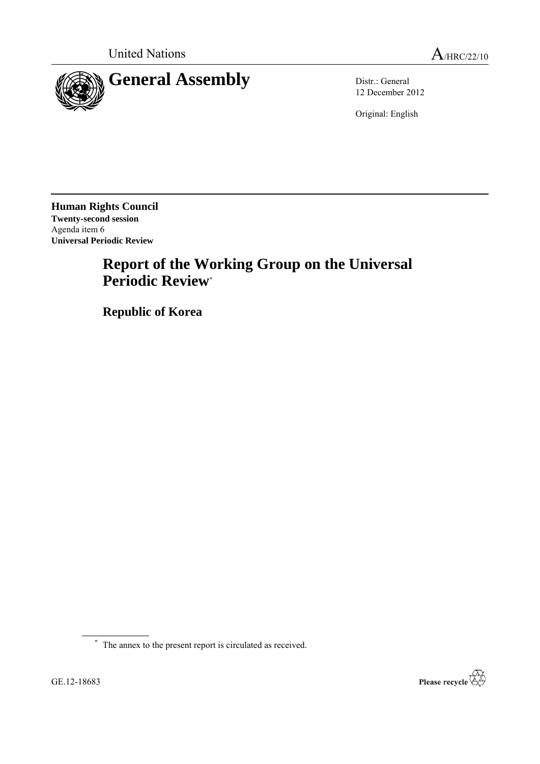United Nations

A/HRC/22/10

# General Assembly

Distr.: General
12 December 2012

Original: English

**Human Rights Council**
**Twenty-second session**
Agenda item 6
**Universal Periodic Review**

# Report of the Working Group on the Universal Periodic Review*

## Republic of Korea

* The annex to the present report is circulated as received.

GE.12-18683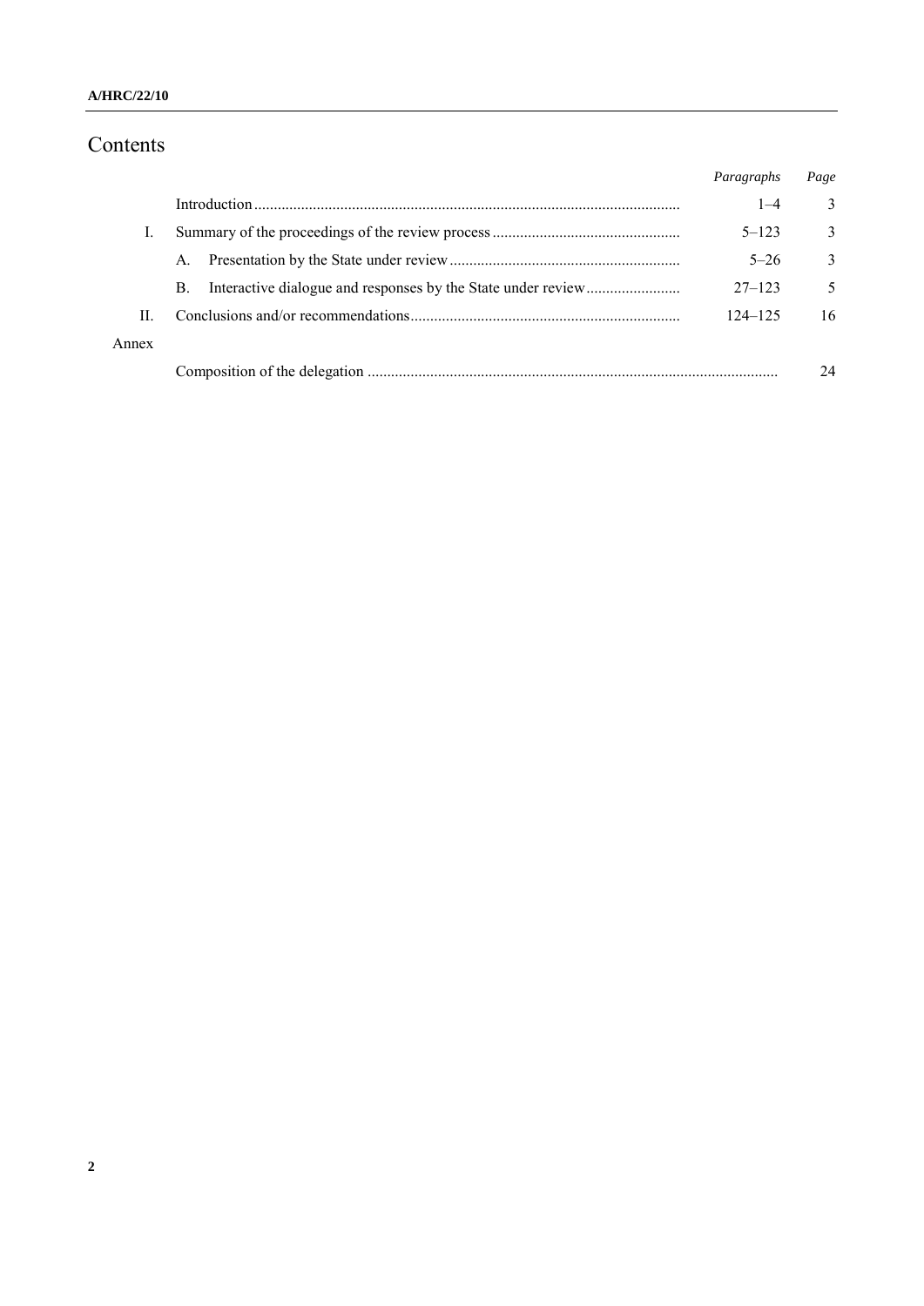# Contents

| | | *Paragraphs* | *Page* |
|---|---|---|---|
| | Introduction | 1–4 | 3 |
| I. | Summary of the proceedings of the review process | 5–123 | 3 |
| | A. Presentation by the State under review | 5–26 | 3 |
| | B. Interactive dialogue and responses by the State under review | 27–123 | 5 |
| II. | Conclusions and/or recommendations | 124–125 | 16 |
| Annex | | | |
| | Composition of the delegation | | 24 |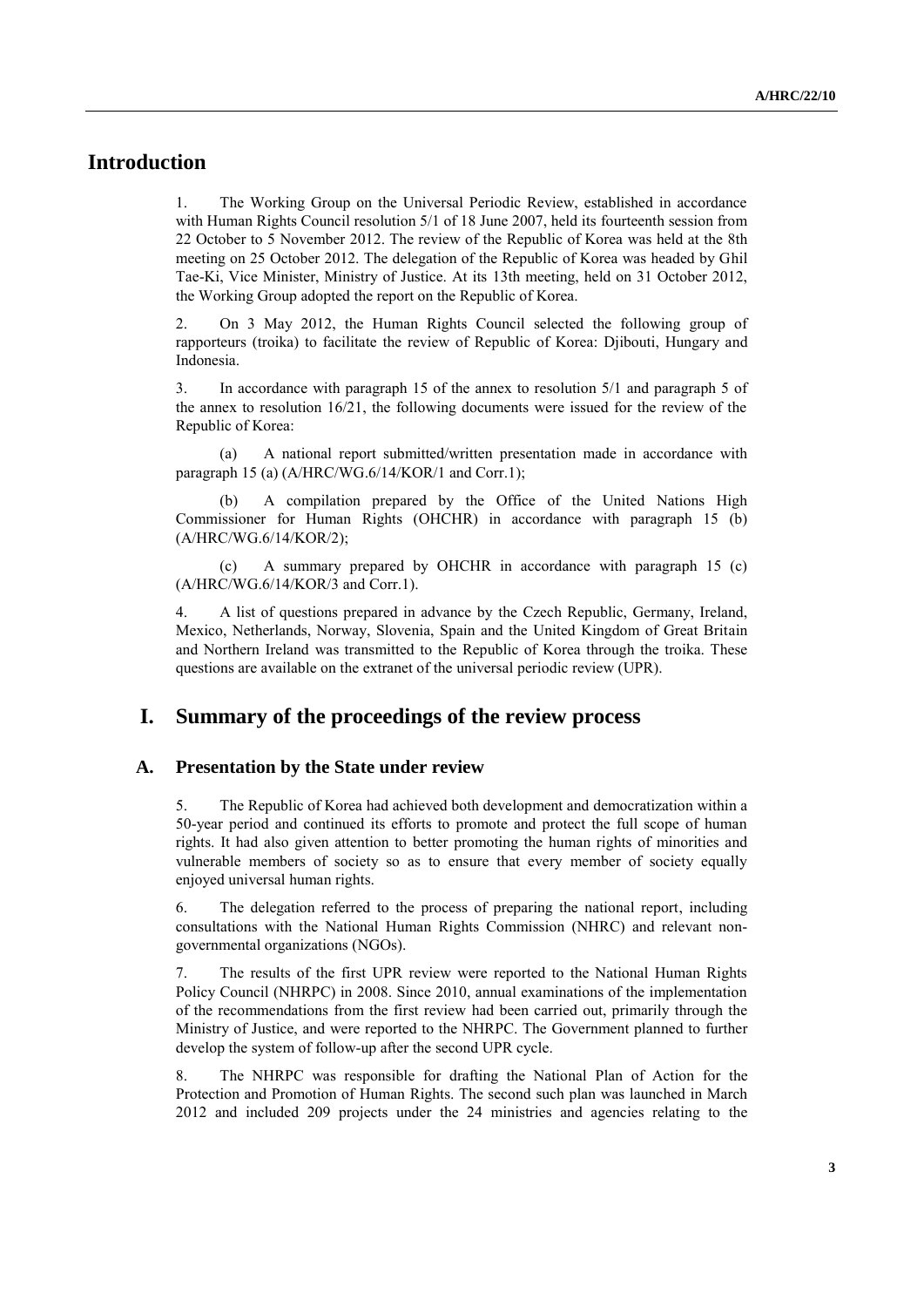# Introduction

1. The Working Group on the Universal Periodic Review, established in accordance with Human Rights Council resolution 5/1 of 18 June 2007, held its fourteenth session from 22 October to 5 November 2012. The review of the Republic of Korea was held at the 8th meeting on 25 October 2012. The delegation of the Republic of Korea was headed by Ghil Tae-Ki, Vice Minister, Ministry of Justice. At its 13th meeting, held on 31 October 2012, the Working Group adopted the report on the Republic of Korea.

2. On 3 May 2012, the Human Rights Council selected the following group of rapporteurs (troika) to facilitate the review of Republic of Korea: Djibouti, Hungary and Indonesia.

3. In accordance with paragraph 15 of the annex to resolution 5/1 and paragraph 5 of the annex to resolution 16/21, the following documents were issued for the review of the Republic of Korea:

(a) A national report submitted/written presentation made in accordance with paragraph 15 (a) (A/HRC/WG.6/14/KOR/1 and Corr.1);

(b) A compilation prepared by the Office of the United Nations High Commissioner for Human Rights (OHCHR) in accordance with paragraph 15 (b) (A/HRC/WG.6/14/KOR/2);

(c) A summary prepared by OHCHR in accordance with paragraph 15 (c) (A/HRC/WG.6/14/KOR/3 and Corr.1).

4. A list of questions prepared in advance by the Czech Republic, Germany, Ireland, Mexico, Netherlands, Norway, Slovenia, Spain and the United Kingdom of Great Britain and Northern Ireland was transmitted to the Republic of Korea through the troika. These questions are available on the extranet of the universal periodic review (UPR).

# I. Summary of the proceedings of the review process

## A. Presentation by the State under review

5. The Republic of Korea had achieved both development and democratization within a 50-year period and continued its efforts to promote and protect the full scope of human rights. It had also given attention to better promoting the human rights of minorities and vulnerable members of society so as to ensure that every member of society equally enjoyed universal human rights.

6. The delegation referred to the process of preparing the national report, including consultations with the National Human Rights Commission (NHRC) and relevant non-governmental organizations (NGOs).

7. The results of the first UPR review were reported to the National Human Rights Policy Council (NHRPC) in 2008. Since 2010, annual examinations of the implementation of the recommendations from the first review had been carried out, primarily through the Ministry of Justice, and were reported to the NHRPC. The Government planned to further develop the system of follow-up after the second UPR cycle.

8. The NHRPC was responsible for drafting the National Plan of Action for the Protection and Promotion of Human Rights. The second such plan was launched in March 2012 and included 209 projects under the 24 ministries and agencies relating to the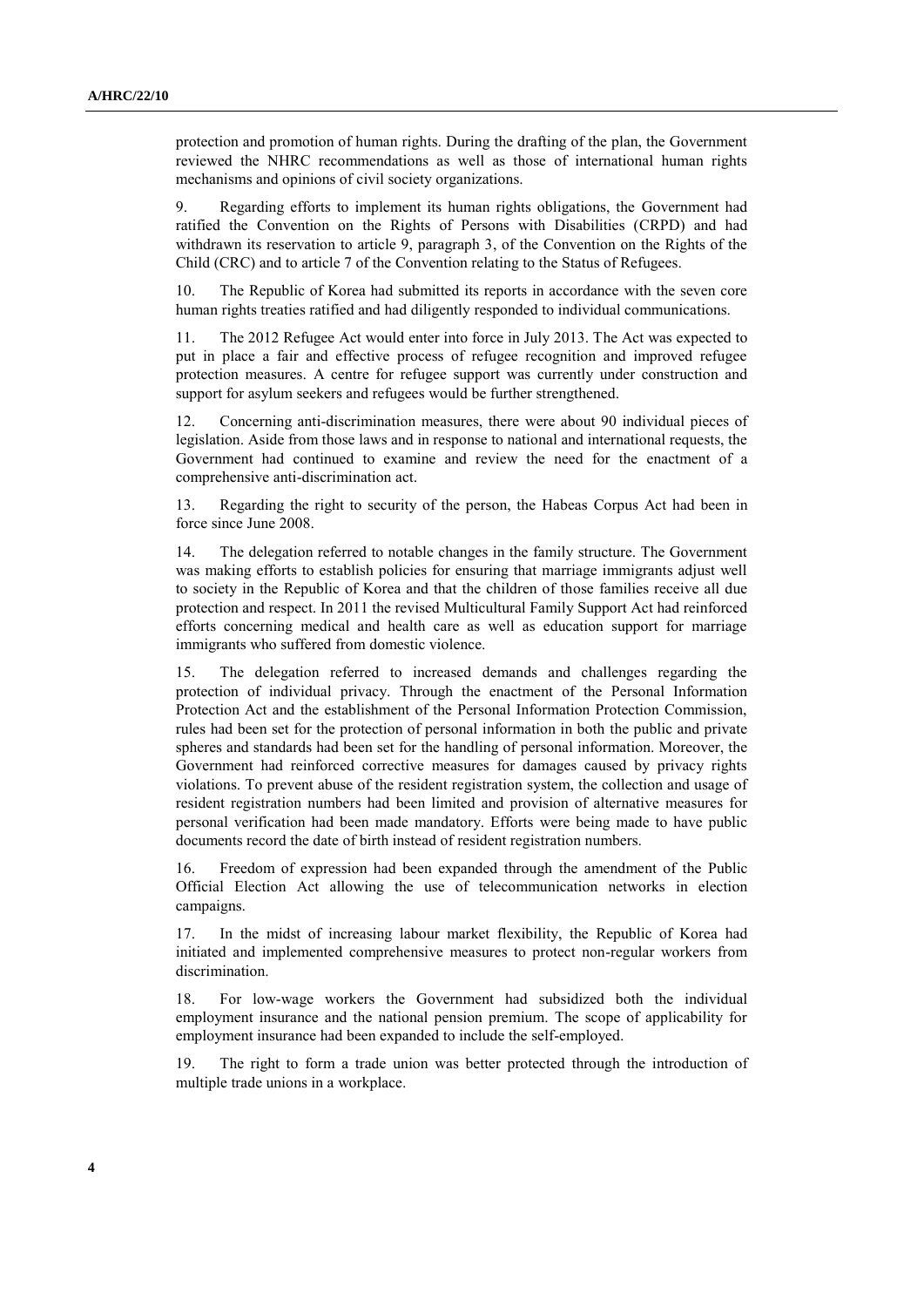protection and promotion of human rights. During the drafting of the plan, the Government reviewed the NHRC recommendations as well as those of international human rights mechanisms and opinions of civil society organizations.

9. Regarding efforts to implement its human rights obligations, the Government had ratified the Convention on the Rights of Persons with Disabilities (CRPD) and had withdrawn its reservation to article 9, paragraph 3, of the Convention on the Rights of the Child (CRC) and to article 7 of the Convention relating to the Status of Refugees.

10. The Republic of Korea had submitted its reports in accordance with the seven core human rights treaties ratified and had diligently responded to individual communications.

11. The 2012 Refugee Act would enter into force in July 2013. The Act was expected to put in place a fair and effective process of refugee recognition and improved refugee protection measures. A centre for refugee support was currently under construction and support for asylum seekers and refugees would be further strengthened.

12. Concerning anti-discrimination measures, there were about 90 individual pieces of legislation. Aside from those laws and in response to national and international requests, the Government had continued to examine and review the need for the enactment of a comprehensive anti-discrimination act.

13. Regarding the right to security of the person, the Habeas Corpus Act had been in force since June 2008.

14. The delegation referred to notable changes in the family structure. The Government was making efforts to establish policies for ensuring that marriage immigrants adjust well to society in the Republic of Korea and that the children of those families receive all due protection and respect. In 2011 the revised Multicultural Family Support Act had reinforced efforts concerning medical and health care as well as education support for marriage immigrants who suffered from domestic violence.

15. The delegation referred to increased demands and challenges regarding the protection of individual privacy. Through the enactment of the Personal Information Protection Act and the establishment of the Personal Information Protection Commission, rules had been set for the protection of personal information in both the public and private spheres and standards had been set for the handling of personal information. Moreover, the Government had reinforced corrective measures for damages caused by privacy rights violations. To prevent abuse of the resident registration system, the collection and usage of resident registration numbers had been limited and provision of alternative measures for personal verification had been made mandatory. Efforts were being made to have public documents record the date of birth instead of resident registration numbers.

16. Freedom of expression had been expanded through the amendment of the Public Official Election Act allowing the use of telecommunication networks in election campaigns.

17. In the midst of increasing labour market flexibility, the Republic of Korea had initiated and implemented comprehensive measures to protect non-regular workers from discrimination.

18. For low-wage workers the Government had subsidized both the individual employment insurance and the national pension premium. The scope of applicability for employment insurance had been expanded to include the self-employed.

19. The right to form a trade union was better protected through the introduction of multiple trade unions in a workplace.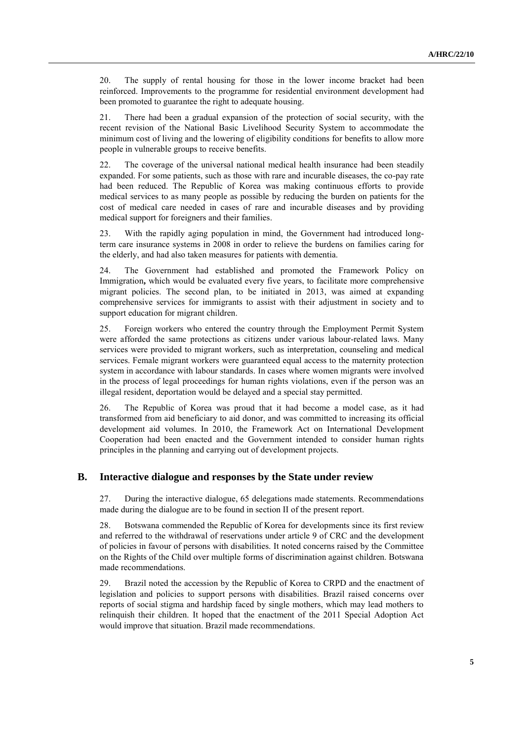20. The supply of rental housing for those in the lower income bracket had been reinforced. Improvements to the programme for residential environment development had been promoted to guarantee the right to adequate housing.

21. There had been a gradual expansion of the protection of social security, with the recent revision of the National Basic Livelihood Security System to accommodate the minimum cost of living and the lowering of eligibility conditions for benefits to allow more people in vulnerable groups to receive benefits.

22. The coverage of the universal national medical health insurance had been steadily expanded. For some patients, such as those with rare and incurable diseases, the co-pay rate had been reduced. The Republic of Korea was making continuous efforts to provide medical services to as many people as possible by reducing the burden on patients for the cost of medical care needed in cases of rare and incurable diseases and by providing medical support for foreigners and their families.

23. With the rapidly aging population in mind, the Government had introduced long-term care insurance systems in 2008 in order to relieve the burdens on families caring for the elderly, and had also taken measures for patients with dementia.

24. The Government had established and promoted the Framework Policy on Immigration**,** which would be evaluated every five years, to facilitate more comprehensive migrant policies. The second plan, to be initiated in 2013, was aimed at expanding comprehensive services for immigrants to assist with their adjustment in society and to support education for migrant children.

25. Foreign workers who entered the country through the Employment Permit System were afforded the same protections as citizens under various labour-related laws. Many services were provided to migrant workers, such as interpretation, counseling and medical services. Female migrant workers were guaranteed equal access to the maternity protection system in accordance with labour standards. In cases where women migrants were involved in the process of legal proceedings for human rights violations, even if the person was an illegal resident, deportation would be delayed and a special stay permitted.

26. The Republic of Korea was proud that it had become a model case, as it had transformed from aid beneficiary to aid donor, and was committed to increasing its official development aid volumes. In 2010, the Framework Act on International Development Cooperation had been enacted and the Government intended to consider human rights principles in the planning and carrying out of development projects.

## B. Interactive dialogue and responses by the State under review

27. During the interactive dialogue, 65 delegations made statements. Recommendations made during the dialogue are to be found in section II of the present report.

28. Botswana commended the Republic of Korea for developments since its first review and referred to the withdrawal of reservations under article 9 of CRC and the development of policies in favour of persons with disabilities. It noted concerns raised by the Committee on the Rights of the Child over multiple forms of discrimination against children. Botswana made recommendations.

29. Brazil noted the accession by the Republic of Korea to CRPD and the enactment of legislation and policies to support persons with disabilities. Brazil raised concerns over reports of social stigma and hardship faced by single mothers, which may lead mothers to relinquish their children. It hoped that the enactment of the 2011 Special Adoption Act would improve that situation. Brazil made recommendations.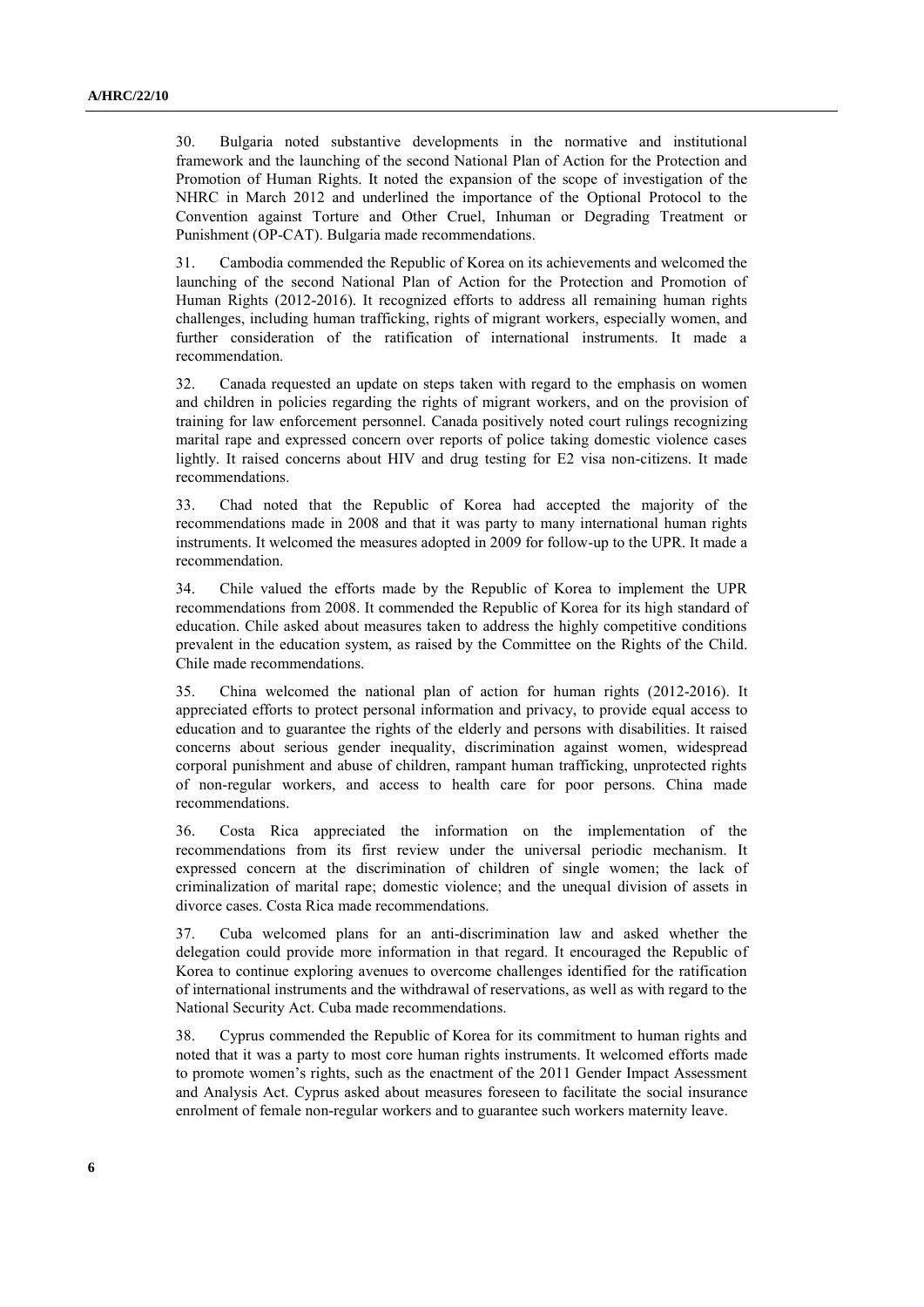30. Bulgaria noted substantive developments in the normative and institutional framework and the launching of the second National Plan of Action for the Protection and Promotion of Human Rights. It noted the expansion of the scope of investigation of the NHRC in March 2012 and underlined the importance of the Optional Protocol to the Convention against Torture and Other Cruel, Inhuman or Degrading Treatment or Punishment (OP-CAT). Bulgaria made recommendations.

31. Cambodia commended the Republic of Korea on its achievements and welcomed the launching of the second National Plan of Action for the Protection and Promotion of Human Rights (2012-2016). It recognized efforts to address all remaining human rights challenges, including human trafficking, rights of migrant workers, especially women, and further consideration of the ratification of international instruments. It made a recommendation.

32. Canada requested an update on steps taken with regard to the emphasis on women and children in policies regarding the rights of migrant workers, and on the provision of training for law enforcement personnel. Canada positively noted court rulings recognizing marital rape and expressed concern over reports of police taking domestic violence cases lightly. It raised concerns about HIV and drug testing for E2 visa non-citizens. It made recommendations.

33. Chad noted that the Republic of Korea had accepted the majority of the recommendations made in 2008 and that it was party to many international human rights instruments. It welcomed the measures adopted in 2009 for follow-up to the UPR. It made a recommendation.

34. Chile valued the efforts made by the Republic of Korea to implement the UPR recommendations from 2008. It commended the Republic of Korea for its high standard of education. Chile asked about measures taken to address the highly competitive conditions prevalent in the education system, as raised by the Committee on the Rights of the Child. Chile made recommendations.

35. China welcomed the national plan of action for human rights (2012-2016). It appreciated efforts to protect personal information and privacy, to provide equal access to education and to guarantee the rights of the elderly and persons with disabilities. It raised concerns about serious gender inequality, discrimination against women, widespread corporal punishment and abuse of children, rampant human trafficking, unprotected rights of non-regular workers, and access to health care for poor persons. China made recommendations.

36. Costa Rica appreciated the information on the implementation of the recommendations from its first review under the universal periodic mechanism. It expressed concern at the discrimination of children of single women; the lack of criminalization of marital rape; domestic violence; and the unequal division of assets in divorce cases. Costa Rica made recommendations.

37. Cuba welcomed plans for an anti-discrimination law and asked whether the delegation could provide more information in that regard. It encouraged the Republic of Korea to continue exploring avenues to overcome challenges identified for the ratification of international instruments and the withdrawal of reservations, as well as with regard to the National Security Act. Cuba made recommendations.

38. Cyprus commended the Republic of Korea for its commitment to human rights and noted that it was a party to most core human rights instruments. It welcomed efforts made to promote women's rights, such as the enactment of the 2011 Gender Impact Assessment and Analysis Act. Cyprus asked about measures foreseen to facilitate the social insurance enrolment of female non-regular workers and to guarantee such workers maternity leave.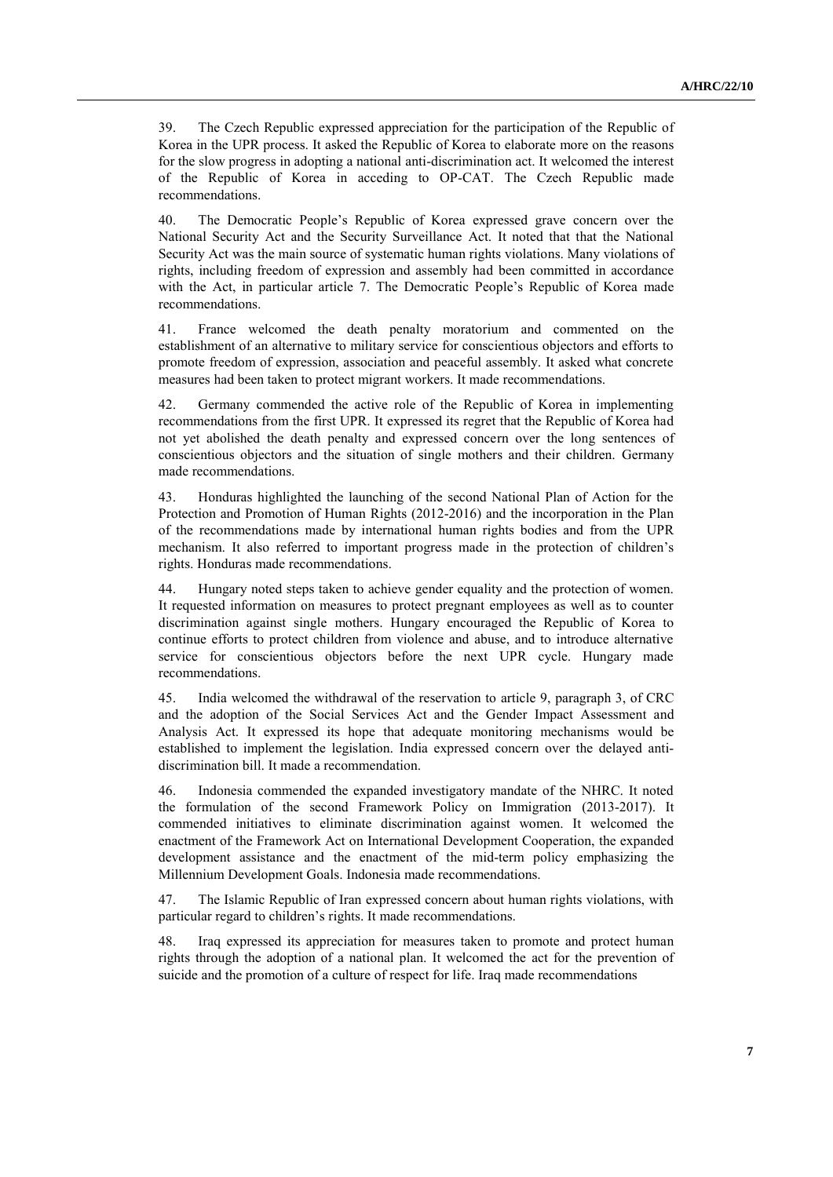39. The Czech Republic expressed appreciation for the participation of the Republic of Korea in the UPR process. It asked the Republic of Korea to elaborate more on the reasons for the slow progress in adopting a national anti-discrimination act. It welcomed the interest of the Republic of Korea in acceding to OP-CAT. The Czech Republic made recommendations.

40. The Democratic People's Republic of Korea expressed grave concern over the National Security Act and the Security Surveillance Act. It noted that that the National Security Act was the main source of systematic human rights violations. Many violations of rights, including freedom of expression and assembly had been committed in accordance with the Act, in particular article 7. The Democratic People's Republic of Korea made recommendations.

41. France welcomed the death penalty moratorium and commented on the establishment of an alternative to military service for conscientious objectors and efforts to promote freedom of expression, association and peaceful assembly. It asked what concrete measures had been taken to protect migrant workers. It made recommendations.

42. Germany commended the active role of the Republic of Korea in implementing recommendations from the first UPR. It expressed its regret that the Republic of Korea had not yet abolished the death penalty and expressed concern over the long sentences of conscientious objectors and the situation of single mothers and their children. Germany made recommendations.

43. Honduras highlighted the launching of the second National Plan of Action for the Protection and Promotion of Human Rights (2012-2016) and the incorporation in the Plan of the recommendations made by international human rights bodies and from the UPR mechanism. It also referred to important progress made in the protection of children's rights. Honduras made recommendations.

44. Hungary noted steps taken to achieve gender equality and the protection of women. It requested information on measures to protect pregnant employees as well as to counter discrimination against single mothers. Hungary encouraged the Republic of Korea to continue efforts to protect children from violence and abuse, and to introduce alternative service for conscientious objectors before the next UPR cycle. Hungary made recommendations.

45. India welcomed the withdrawal of the reservation to article 9, paragraph 3, of CRC and the adoption of the Social Services Act and the Gender Impact Assessment and Analysis Act. It expressed its hope that adequate monitoring mechanisms would be established to implement the legislation. India expressed concern over the delayed anti-discrimination bill. It made a recommendation.

46. Indonesia commended the expanded investigatory mandate of the NHRC. It noted the formulation of the second Framework Policy on Immigration (2013-2017). It commended initiatives to eliminate discrimination against women. It welcomed the enactment of the Framework Act on International Development Cooperation, the expanded development assistance and the enactment of the mid-term policy emphasizing the Millennium Development Goals. Indonesia made recommendations.

47. The Islamic Republic of Iran expressed concern about human rights violations, with particular regard to children's rights. It made recommendations.

48. Iraq expressed its appreciation for measures taken to promote and protect human rights through the adoption of a national plan. It welcomed the act for the prevention of suicide and the promotion of a culture of respect for life. Iraq made recommendations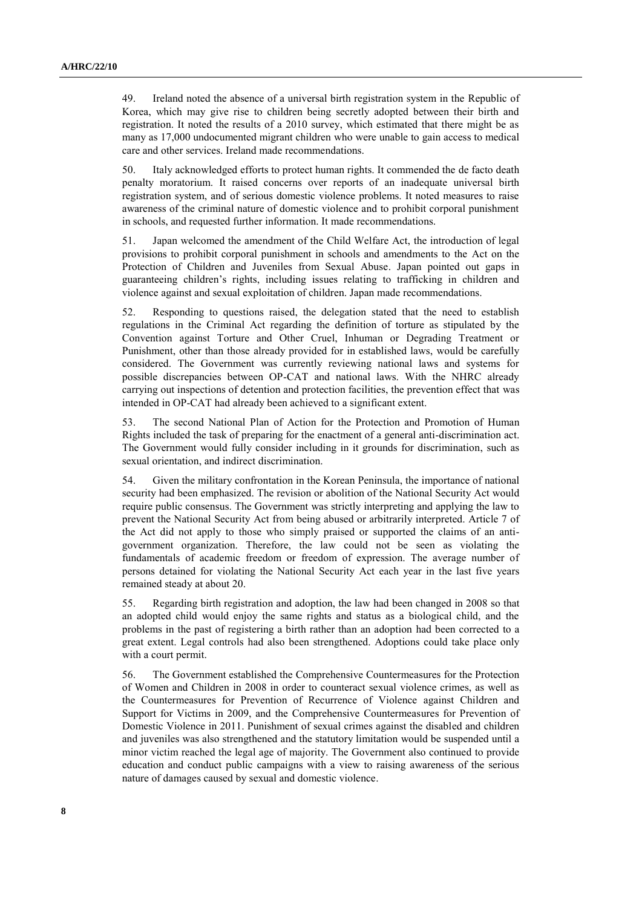49. Ireland noted the absence of a universal birth registration system in the Republic of Korea, which may give rise to children being secretly adopted between their birth and registration. It noted the results of a 2010 survey, which estimated that there might be as many as 17,000 undocumented migrant children who were unable to gain access to medical care and other services. Ireland made recommendations.

50. Italy acknowledged efforts to protect human rights. It commended the de facto death penalty moratorium. It raised concerns over reports of an inadequate universal birth registration system, and of serious domestic violence problems. It noted measures to raise awareness of the criminal nature of domestic violence and to prohibit corporal punishment in schools, and requested further information. It made recommendations.

51. Japan welcomed the amendment of the Child Welfare Act, the introduction of legal provisions to prohibit corporal punishment in schools and amendments to the Act on the Protection of Children and Juveniles from Sexual Abuse. Japan pointed out gaps in guaranteeing children's rights, including issues relating to trafficking in children and violence against and sexual exploitation of children. Japan made recommendations.

52. Responding to questions raised, the delegation stated that the need to establish regulations in the Criminal Act regarding the definition of torture as stipulated by the Convention against Torture and Other Cruel, Inhuman or Degrading Treatment or Punishment, other than those already provided for in established laws, would be carefully considered. The Government was currently reviewing national laws and systems for possible discrepancies between OP-CAT and national laws. With the NHRC already carrying out inspections of detention and protection facilities, the prevention effect that was intended in OP-CAT had already been achieved to a significant extent.

53. The second National Plan of Action for the Protection and Promotion of Human Rights included the task of preparing for the enactment of a general anti-discrimination act. The Government would fully consider including in it grounds for discrimination, such as sexual orientation, and indirect discrimination.

54. Given the military confrontation in the Korean Peninsula, the importance of national security had been emphasized. The revision or abolition of the National Security Act would require public consensus. The Government was strictly interpreting and applying the law to prevent the National Security Act from being abused or arbitrarily interpreted. Article 7 of the Act did not apply to those who simply praised or supported the claims of an anti-government organization. Therefore, the law could not be seen as violating the fundamentals of academic freedom or freedom of expression. The average number of persons detained for violating the National Security Act each year in the last five years remained steady at about 20.

55. Regarding birth registration and adoption, the law had been changed in 2008 so that an adopted child would enjoy the same rights and status as a biological child, and the problems in the past of registering a birth rather than an adoption had been corrected to a great extent. Legal controls had also been strengthened. Adoptions could take place only with a court permit.

56. The Government established the Comprehensive Countermeasures for the Protection of Women and Children in 2008 in order to counteract sexual violence crimes, as well as the Countermeasures for Prevention of Recurrence of Violence against Children and Support for Victims in 2009, and the Comprehensive Countermeasures for Prevention of Domestic Violence in 2011. Punishment of sexual crimes against the disabled and children and juveniles was also strengthened and the statutory limitation would be suspended until a minor victim reached the legal age of majority. The Government also continued to provide education and conduct public campaigns with a view to raising awareness of the serious nature of damages caused by sexual and domestic violence.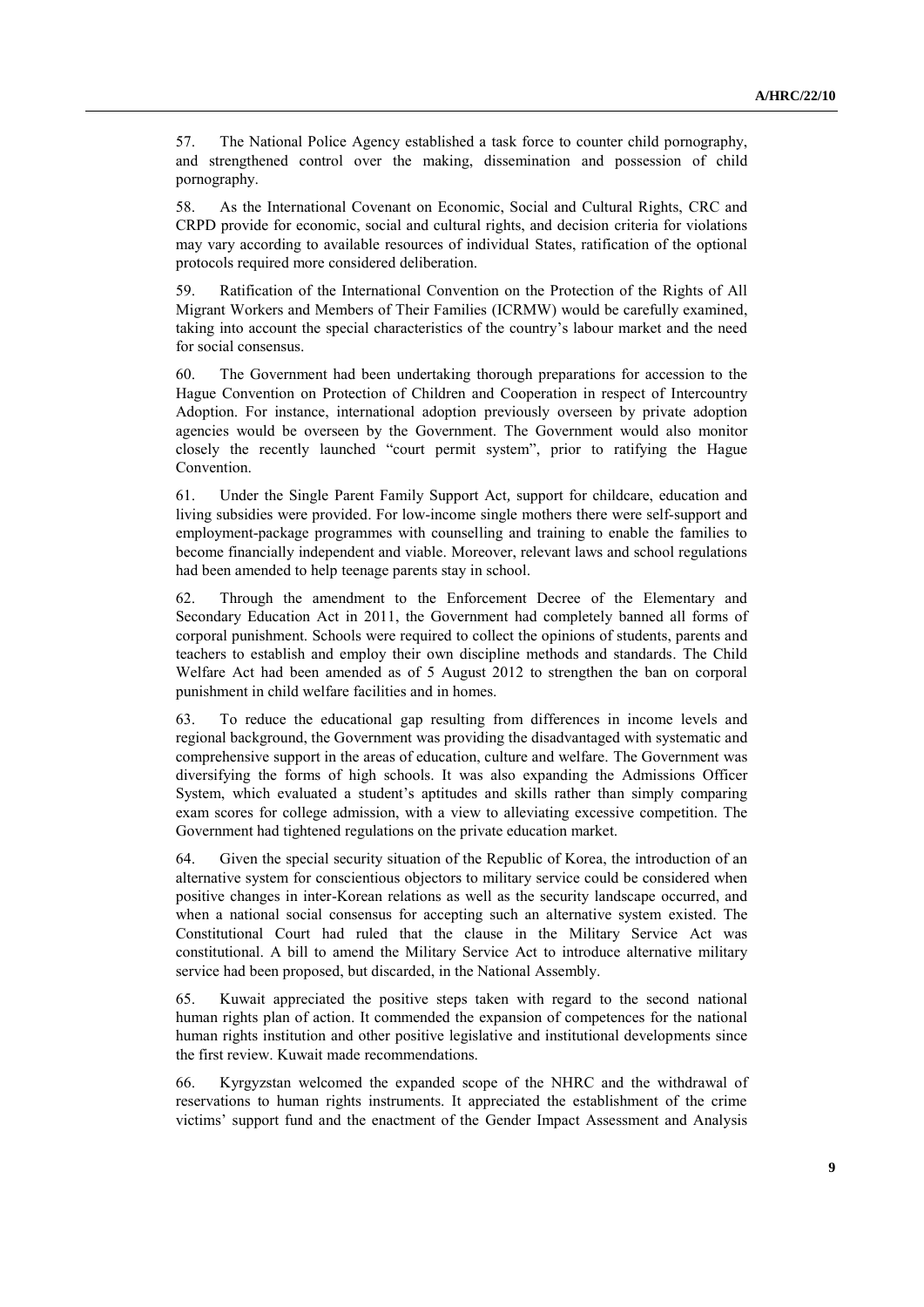57. The National Police Agency established a task force to counter child pornography, and strengthened control over the making, dissemination and possession of child pornography.

58. As the International Covenant on Economic, Social and Cultural Rights, CRC and CRPD provide for economic, social and cultural rights, and decision criteria for violations may vary according to available resources of individual States, ratification of the optional protocols required more considered deliberation.

59. Ratification of the International Convention on the Protection of the Rights of All Migrant Workers and Members of Their Families (ICRMW) would be carefully examined, taking into account the special characteristics of the country's labour market and the need for social consensus.

60. The Government had been undertaking thorough preparations for accession to the Hague Convention on Protection of Children and Cooperation in respect of Intercountry Adoption. For instance, international adoption previously overseen by private adoption agencies would be overseen by the Government. The Government would also monitor closely the recently launched "court permit system", prior to ratifying the Hague Convention.

61. Under the Single Parent Family Support Act, support for childcare, education and living subsidies were provided. For low-income single mothers there were self-support and employment-package programmes with counselling and training to enable the families to become financially independent and viable. Moreover, relevant laws and school regulations had been amended to help teenage parents stay in school.

62. Through the amendment to the Enforcement Decree of the Elementary and Secondary Education Act in 2011, the Government had completely banned all forms of corporal punishment. Schools were required to collect the opinions of students, parents and teachers to establish and employ their own discipline methods and standards. The Child Welfare Act had been amended as of 5 August 2012 to strengthen the ban on corporal punishment in child welfare facilities and in homes.

63. To reduce the educational gap resulting from differences in income levels and regional background, the Government was providing the disadvantaged with systematic and comprehensive support in the areas of education, culture and welfare. The Government was diversifying the forms of high schools. It was also expanding the Admissions Officer System, which evaluated a student's aptitudes and skills rather than simply comparing exam scores for college admission, with a view to alleviating excessive competition. The Government had tightened regulations on the private education market.

64. Given the special security situation of the Republic of Korea, the introduction of an alternative system for conscientious objectors to military service could be considered when positive changes in inter-Korean relations as well as the security landscape occurred, and when a national social consensus for accepting such an alternative system existed. The Constitutional Court had ruled that the clause in the Military Service Act was constitutional. A bill to amend the Military Service Act to introduce alternative military service had been proposed, but discarded, in the National Assembly.

65. Kuwait appreciated the positive steps taken with regard to the second national human rights plan of action. It commended the expansion of competences for the national human rights institution and other positive legislative and institutional developments since the first review. Kuwait made recommendations.

66. Kyrgyzstan welcomed the expanded scope of the NHRC and the withdrawal of reservations to human rights instruments. It appreciated the establishment of the crime victims' support fund and the enactment of the Gender Impact Assessment and Analysis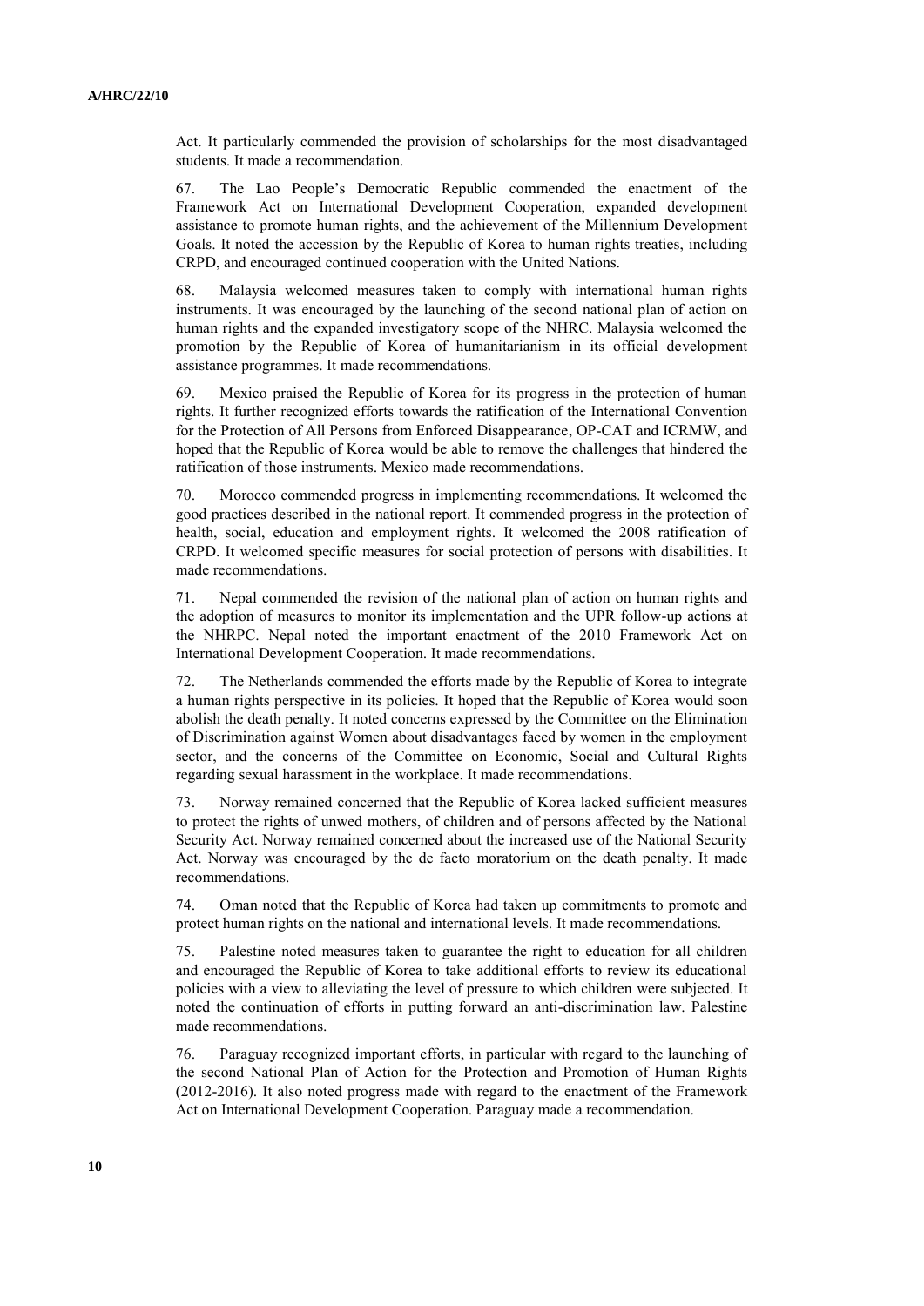Act. It particularly commended the provision of scholarships for the most disadvantaged students. It made a recommendation.

67. The Lao People's Democratic Republic commended the enactment of the Framework Act on International Development Cooperation, expanded development assistance to promote human rights, and the achievement of the Millennium Development Goals. It noted the accession by the Republic of Korea to human rights treaties, including CRPD, and encouraged continued cooperation with the United Nations.

68. Malaysia welcomed measures taken to comply with international human rights instruments. It was encouraged by the launching of the second national plan of action on human rights and the expanded investigatory scope of the NHRC. Malaysia welcomed the promotion by the Republic of Korea of humanitarianism in its official development assistance programmes. It made recommendations.

69. Mexico praised the Republic of Korea for its progress in the protection of human rights. It further recognized efforts towards the ratification of the International Convention for the Protection of All Persons from Enforced Disappearance, OP-CAT and ICRMW, and hoped that the Republic of Korea would be able to remove the challenges that hindered the ratification of those instruments. Mexico made recommendations.

70. Morocco commended progress in implementing recommendations. It welcomed the good practices described in the national report. It commended progress in the protection of health, social, education and employment rights. It welcomed the 2008 ratification of CRPD. It welcomed specific measures for social protection of persons with disabilities. It made recommendations.

71. Nepal commended the revision of the national plan of action on human rights and the adoption of measures to monitor its implementation and the UPR follow-up actions at the NHRPC. Nepal noted the important enactment of the 2010 Framework Act on International Development Cooperation. It made recommendations.

72. The Netherlands commended the efforts made by the Republic of Korea to integrate a human rights perspective in its policies. It hoped that the Republic of Korea would soon abolish the death penalty. It noted concerns expressed by the Committee on the Elimination of Discrimination against Women about disadvantages faced by women in the employment sector, and the concerns of the Committee on Economic, Social and Cultural Rights regarding sexual harassment in the workplace. It made recommendations.

73. Norway remained concerned that the Republic of Korea lacked sufficient measures to protect the rights of unwed mothers, of children and of persons affected by the National Security Act. Norway remained concerned about the increased use of the National Security Act. Norway was encouraged by the de facto moratorium on the death penalty. It made recommendations.

74. Oman noted that the Republic of Korea had taken up commitments to promote and protect human rights on the national and international levels. It made recommendations.

75. Palestine noted measures taken to guarantee the right to education for all children and encouraged the Republic of Korea to take additional efforts to review its educational policies with a view to alleviating the level of pressure to which children were subjected. It noted the continuation of efforts in putting forward an anti-discrimination law. Palestine made recommendations.

76. Paraguay recognized important efforts, in particular with regard to the launching of the second National Plan of Action for the Protection and Promotion of Human Rights (2012-2016). It also noted progress made with regard to the enactment of the Framework Act on International Development Cooperation. Paraguay made a recommendation.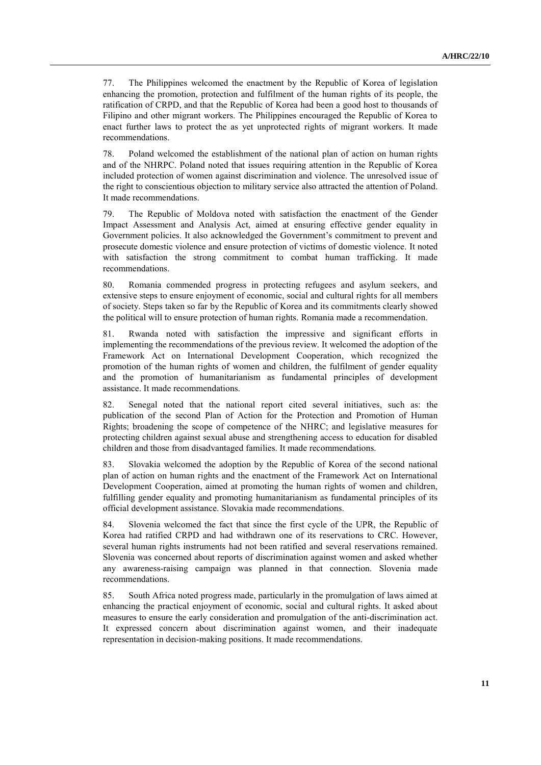77. The Philippines welcomed the enactment by the Republic of Korea of legislation enhancing the promotion, protection and fulfilment of the human rights of its people, the ratification of CRPD, and that the Republic of Korea had been a good host to thousands of Filipino and other migrant workers. The Philippines encouraged the Republic of Korea to enact further laws to protect the as yet unprotected rights of migrant workers. It made recommendations.

78. Poland welcomed the establishment of the national plan of action on human rights and of the NHRPC. Poland noted that issues requiring attention in the Republic of Korea included protection of women against discrimination and violence. The unresolved issue of the right to conscientious objection to military service also attracted the attention of Poland. It made recommendations.

79. The Republic of Moldova noted with satisfaction the enactment of the Gender Impact Assessment and Analysis Act, aimed at ensuring effective gender equality in Government policies. It also acknowledged the Government's commitment to prevent and prosecute domestic violence and ensure protection of victims of domestic violence. It noted with satisfaction the strong commitment to combat human trafficking. It made recommendations.

80. Romania commended progress in protecting refugees and asylum seekers, and extensive steps to ensure enjoyment of economic, social and cultural rights for all members of society. Steps taken so far by the Republic of Korea and its commitments clearly showed the political will to ensure protection of human rights. Romania made a recommendation.

81. Rwanda noted with satisfaction the impressive and significant efforts in implementing the recommendations of the previous review. It welcomed the adoption of the Framework Act on International Development Cooperation, which recognized the promotion of the human rights of women and children, the fulfilment of gender equality and the promotion of humanitarianism as fundamental principles of development assistance. It made recommendations.

82. Senegal noted that the national report cited several initiatives, such as: the publication of the second Plan of Action for the Protection and Promotion of Human Rights; broadening the scope of competence of the NHRC; and legislative measures for protecting children against sexual abuse and strengthening access to education for disabled children and those from disadvantaged families. It made recommendations.

83. Slovakia welcomed the adoption by the Republic of Korea of the second national plan of action on human rights and the enactment of the Framework Act on International Development Cooperation, aimed at promoting the human rights of women and children, fulfilling gender equality and promoting humanitarianism as fundamental principles of its official development assistance. Slovakia made recommendations.

84. Slovenia welcomed the fact that since the first cycle of the UPR, the Republic of Korea had ratified CRPD and had withdrawn one of its reservations to CRC. However, several human rights instruments had not been ratified and several reservations remained. Slovenia was concerned about reports of discrimination against women and asked whether any awareness-raising campaign was planned in that connection. Slovenia made recommendations.

85. South Africa noted progress made, particularly in the promulgation of laws aimed at enhancing the practical enjoyment of economic, social and cultural rights. It asked about measures to ensure the early consideration and promulgation of the anti-discrimination act. It expressed concern about discrimination against women, and their inadequate representation in decision-making positions. It made recommendations.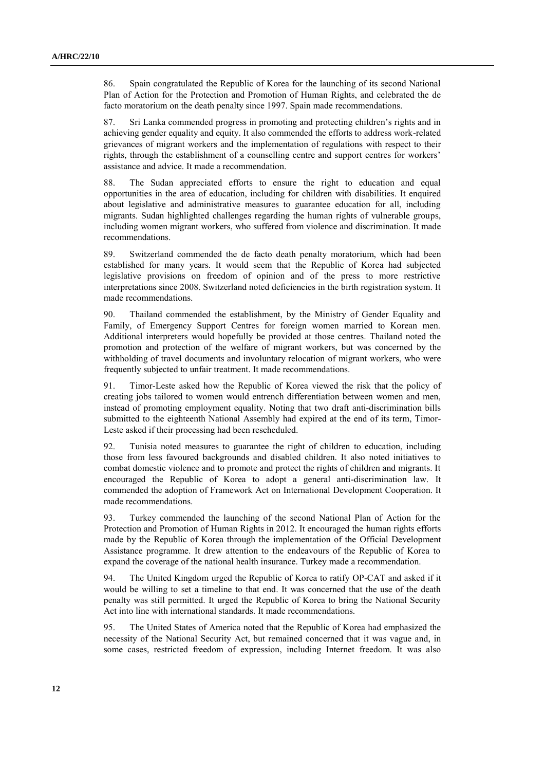86. Spain congratulated the Republic of Korea for the launching of its second National Plan of Action for the Protection and Promotion of Human Rights, and celebrated the de facto moratorium on the death penalty since 1997. Spain made recommendations.

87. Sri Lanka commended progress in promoting and protecting children's rights and in achieving gender equality and equity. It also commended the efforts to address work-related grievances of migrant workers and the implementation of regulations with respect to their rights, through the establishment of a counselling centre and support centres for workers' assistance and advice. It made a recommendation.

88. The Sudan appreciated efforts to ensure the right to education and equal opportunities in the area of education, including for children with disabilities. It enquired about legislative and administrative measures to guarantee education for all, including migrants. Sudan highlighted challenges regarding the human rights of vulnerable groups, including women migrant workers, who suffered from violence and discrimination. It made recommendations.

89. Switzerland commended the de facto death penalty moratorium, which had been established for many years. It would seem that the Republic of Korea had subjected legislative provisions on freedom of opinion and of the press to more restrictive interpretations since 2008. Switzerland noted deficiencies in the birth registration system. It made recommendations.

90. Thailand commended the establishment, by the Ministry of Gender Equality and Family, of Emergency Support Centres for foreign women married to Korean men. Additional interpreters would hopefully be provided at those centres. Thailand noted the promotion and protection of the welfare of migrant workers, but was concerned by the withholding of travel documents and involuntary relocation of migrant workers, who were frequently subjected to unfair treatment. It made recommendations.

91. Timor-Leste asked how the Republic of Korea viewed the risk that the policy of creating jobs tailored to women would entrench differentiation between women and men, instead of promoting employment equality. Noting that two draft anti-discrimination bills submitted to the eighteenth National Assembly had expired at the end of its term, Timor-Leste asked if their processing had been rescheduled.

92. Tunisia noted measures to guarantee the right of children to education, including those from less favoured backgrounds and disabled children. It also noted initiatives to combat domestic violence and to promote and protect the rights of children and migrants. It encouraged the Republic of Korea to adopt a general anti-discrimination law. It commended the adoption of Framework Act on International Development Cooperation. It made recommendations.

93. Turkey commended the launching of the second National Plan of Action for the Protection and Promotion of Human Rights in 2012. It encouraged the human rights efforts made by the Republic of Korea through the implementation of the Official Development Assistance programme. It drew attention to the endeavours of the Republic of Korea to expand the coverage of the national health insurance. Turkey made a recommendation.

94. The United Kingdom urged the Republic of Korea to ratify OP-CAT and asked if it would be willing to set a timeline to that end. It was concerned that the use of the death penalty was still permitted. It urged the Republic of Korea to bring the National Security Act into line with international standards. It made recommendations.

95. The United States of America noted that the Republic of Korea had emphasized the necessity of the National Security Act, but remained concerned that it was vague and, in some cases, restricted freedom of expression, including Internet freedom. It was also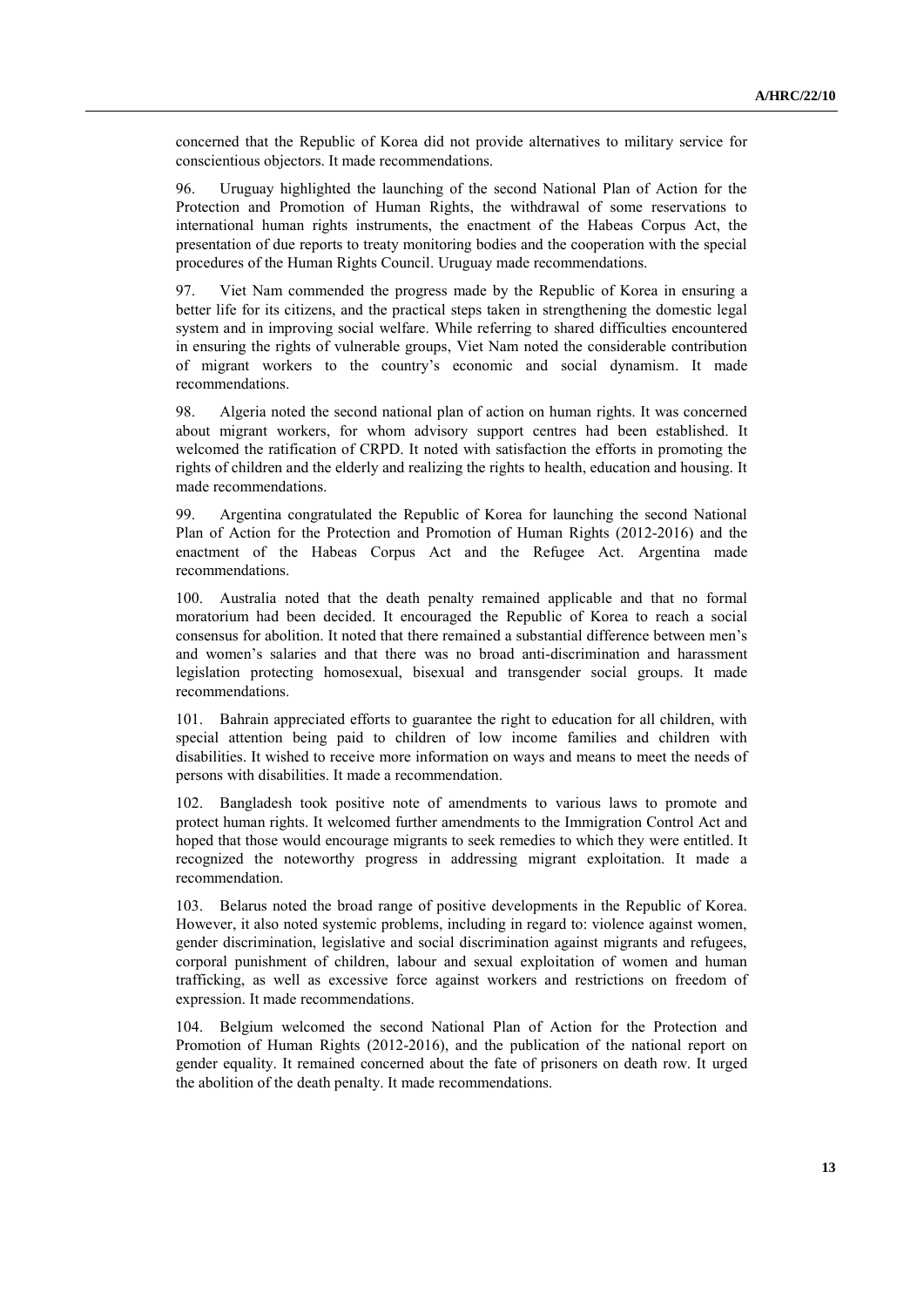concerned that the Republic of Korea did not provide alternatives to military service for conscientious objectors. It made recommendations.

96. Uruguay highlighted the launching of the second National Plan of Action for the Protection and Promotion of Human Rights, the withdrawal of some reservations to international human rights instruments, the enactment of the Habeas Corpus Act, the presentation of due reports to treaty monitoring bodies and the cooperation with the special procedures of the Human Rights Council. Uruguay made recommendations.

97. Viet Nam commended the progress made by the Republic of Korea in ensuring a better life for its citizens, and the practical steps taken in strengthening the domestic legal system and in improving social welfare. While referring to shared difficulties encountered in ensuring the rights of vulnerable groups, Viet Nam noted the considerable contribution of migrant workers to the country's economic and social dynamism. It made recommendations.

98. Algeria noted the second national plan of action on human rights. It was concerned about migrant workers, for whom advisory support centres had been established. It welcomed the ratification of CRPD. It noted with satisfaction the efforts in promoting the rights of children and the elderly and realizing the rights to health, education and housing. It made recommendations.

99. Argentina congratulated the Republic of Korea for launching the second National Plan of Action for the Protection and Promotion of Human Rights (2012-2016) and the enactment of the Habeas Corpus Act and the Refugee Act. Argentina made recommendations.

100. Australia noted that the death penalty remained applicable and that no formal moratorium had been decided. It encouraged the Republic of Korea to reach a social consensus for abolition. It noted that there remained a substantial difference between men's and women's salaries and that there was no broad anti-discrimination and harassment legislation protecting homosexual, bisexual and transgender social groups. It made recommendations.

101. Bahrain appreciated efforts to guarantee the right to education for all children, with special attention being paid to children of low income families and children with disabilities. It wished to receive more information on ways and means to meet the needs of persons with disabilities. It made a recommendation.

102. Bangladesh took positive note of amendments to various laws to promote and protect human rights. It welcomed further amendments to the Immigration Control Act and hoped that those would encourage migrants to seek remedies to which they were entitled. It recognized the noteworthy progress in addressing migrant exploitation. It made a recommendation.

103. Belarus noted the broad range of positive developments in the Republic of Korea. However, it also noted systemic problems, including in regard to: violence against women, gender discrimination, legislative and social discrimination against migrants and refugees, corporal punishment of children, labour and sexual exploitation of women and human trafficking, as well as excessive force against workers and restrictions on freedom of expression. It made recommendations.

104. Belgium welcomed the second National Plan of Action for the Protection and Promotion of Human Rights (2012-2016), and the publication of the national report on gender equality. It remained concerned about the fate of prisoners on death row. It urged the abolition of the death penalty. It made recommendations.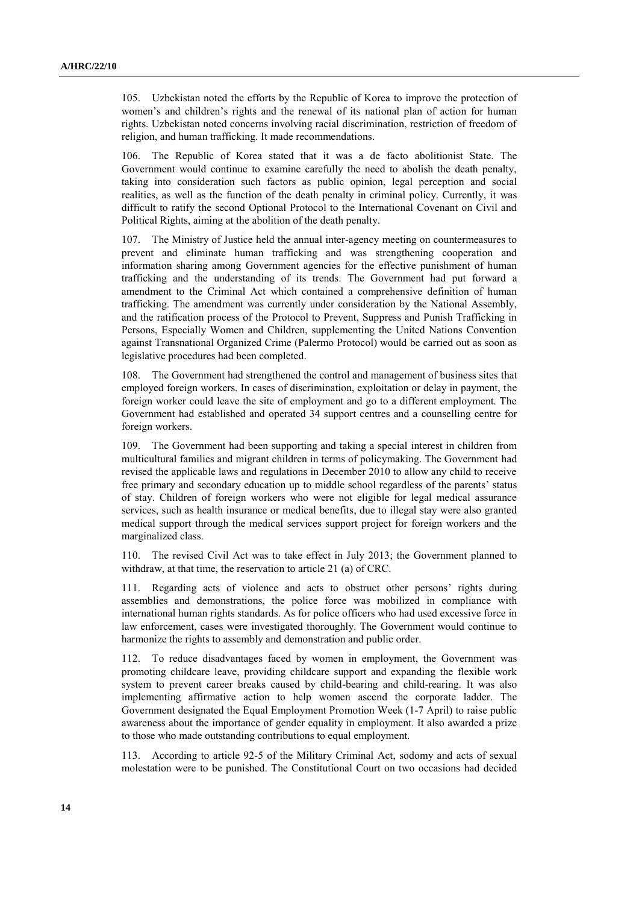105. Uzbekistan noted the efforts by the Republic of Korea to improve the protection of women's and children's rights and the renewal of its national plan of action for human rights. Uzbekistan noted concerns involving racial discrimination, restriction of freedom of religion, and human trafficking. It made recommendations.

106. The Republic of Korea stated that it was a de facto abolitionist State. The Government would continue to examine carefully the need to abolish the death penalty, taking into consideration such factors as public opinion, legal perception and social realities, as well as the function of the death penalty in criminal policy. Currently, it was difficult to ratify the second Optional Protocol to the International Covenant on Civil and Political Rights, aiming at the abolition of the death penalty.

107. The Ministry of Justice held the annual inter-agency meeting on countermeasures to prevent and eliminate human trafficking and was strengthening cooperation and information sharing among Government agencies for the effective punishment of human trafficking and the understanding of its trends. The Government had put forward a amendment to the Criminal Act which contained a comprehensive definition of human trafficking. The amendment was currently under consideration by the National Assembly, and the ratification process of the Protocol to Prevent, Suppress and Punish Trafficking in Persons, Especially Women and Children, supplementing the United Nations Convention against Transnational Organized Crime (Palermo Protocol) would be carried out as soon as legislative procedures had been completed.

108. The Government had strengthened the control and management of business sites that employed foreign workers. In cases of discrimination, exploitation or delay in payment, the foreign worker could leave the site of employment and go to a different employment. The Government had established and operated 34 support centres and a counselling centre for foreign workers.

109. The Government had been supporting and taking a special interest in children from multicultural families and migrant children in terms of policymaking. The Government had revised the applicable laws and regulations in December 2010 to allow any child to receive free primary and secondary education up to middle school regardless of the parents' status of stay. Children of foreign workers who were not eligible for legal medical assurance services, such as health insurance or medical benefits, due to illegal stay were also granted medical support through the medical services support project for foreign workers and the marginalized class.

110. The revised Civil Act was to take effect in July 2013; the Government planned to withdraw, at that time, the reservation to article 21 (a) of CRC.

111. Regarding acts of violence and acts to obstruct other persons' rights during assemblies and demonstrations, the police force was mobilized in compliance with international human rights standards. As for police officers who had used excessive force in law enforcement, cases were investigated thoroughly. The Government would continue to harmonize the rights to assembly and demonstration and public order.

112. To reduce disadvantages faced by women in employment, the Government was promoting childcare leave, providing childcare support and expanding the flexible work system to prevent career breaks caused by child-bearing and child-rearing. It was also implementing affirmative action to help women ascend the corporate ladder. The Government designated the Equal Employment Promotion Week (1-7 April) to raise public awareness about the importance of gender equality in employment. It also awarded a prize to those who made outstanding contributions to equal employment.

113. According to article 92-5 of the Military Criminal Act, sodomy and acts of sexual molestation were to be punished. The Constitutional Court on two occasions had decided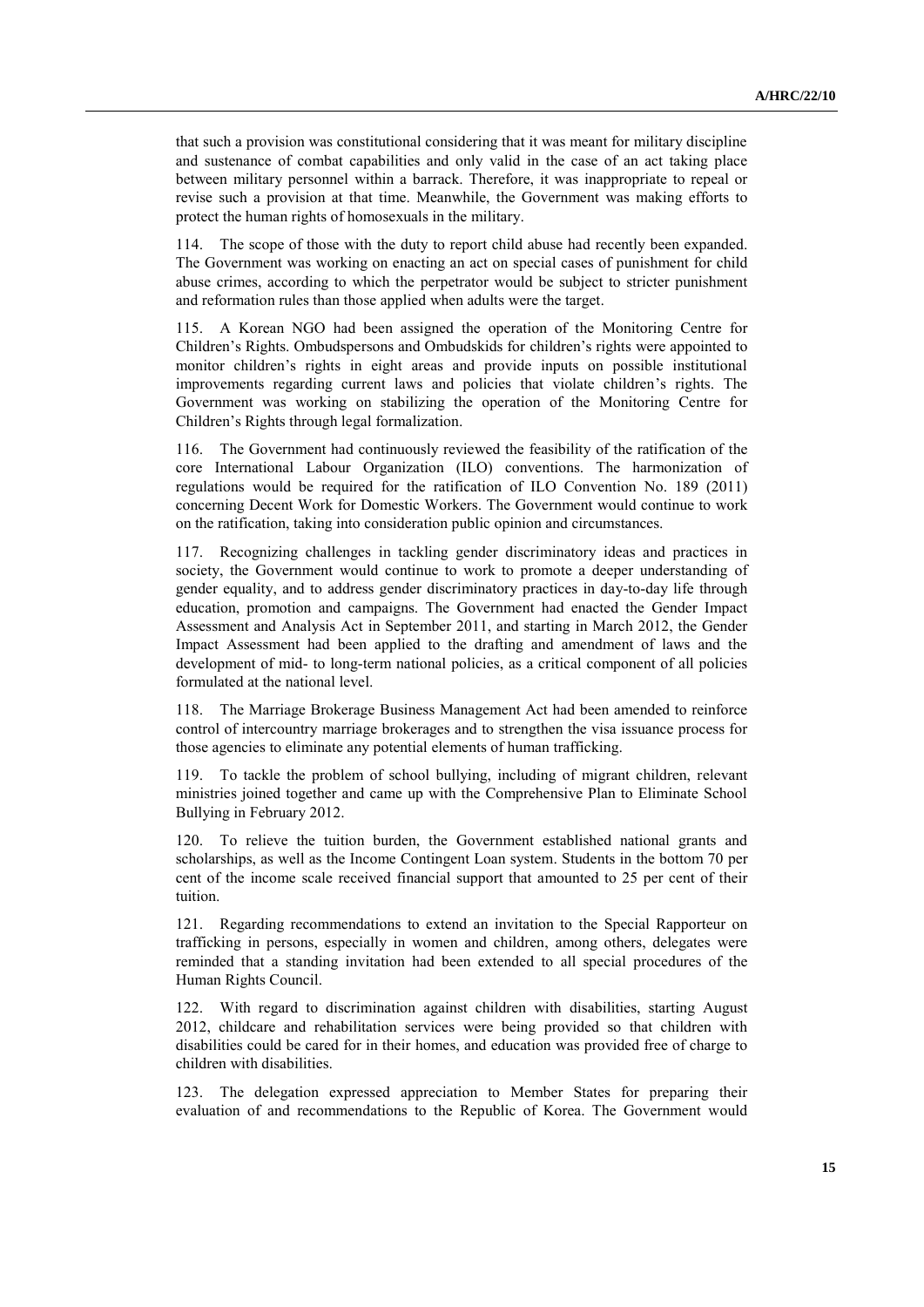that such a provision was constitutional considering that it was meant for military discipline and sustenance of combat capabilities and only valid in the case of an act taking place between military personnel within a barrack. Therefore, it was inappropriate to repeal or revise such a provision at that time. Meanwhile, the Government was making efforts to protect the human rights of homosexuals in the military.

114. The scope of those with the duty to report child abuse had recently been expanded. The Government was working on enacting an act on special cases of punishment for child abuse crimes, according to which the perpetrator would be subject to stricter punishment and reformation rules than those applied when adults were the target.

115. A Korean NGO had been assigned the operation of the Monitoring Centre for Children's Rights. Ombudspersons and Ombudskids for children's rights were appointed to monitor children's rights in eight areas and provide inputs on possible institutional improvements regarding current laws and policies that violate children's rights. The Government was working on stabilizing the operation of the Monitoring Centre for Children's Rights through legal formalization.

116. The Government had continuously reviewed the feasibility of the ratification of the core International Labour Organization (ILO) conventions. The harmonization of regulations would be required for the ratification of ILO Convention No. 189 (2011) concerning Decent Work for Domestic Workers. The Government would continue to work on the ratification, taking into consideration public opinion and circumstances.

117. Recognizing challenges in tackling gender discriminatory ideas and practices in society, the Government would continue to work to promote a deeper understanding of gender equality, and to address gender discriminatory practices in day-to-day life through education, promotion and campaigns. The Government had enacted the Gender Impact Assessment and Analysis Act in September 2011, and starting in March 2012, the Gender Impact Assessment had been applied to the drafting and amendment of laws and the development of mid- to long-term national policies, as a critical component of all policies formulated at the national level.

118. The Marriage Brokerage Business Management Act had been amended to reinforce control of intercountry marriage brokerages and to strengthen the visa issuance process for those agencies to eliminate any potential elements of human trafficking.

119. To tackle the problem of school bullying, including of migrant children, relevant ministries joined together and came up with the Comprehensive Plan to Eliminate School Bullying in February 2012.

120. To relieve the tuition burden, the Government established national grants and scholarships, as well as the Income Contingent Loan system. Students in the bottom 70 per cent of the income scale received financial support that amounted to 25 per cent of their tuition.

121. Regarding recommendations to extend an invitation to the Special Rapporteur on trafficking in persons, especially in women and children, among others, delegates were reminded that a standing invitation had been extended to all special procedures of the Human Rights Council.

122. With regard to discrimination against children with disabilities, starting August 2012, childcare and rehabilitation services were being provided so that children with disabilities could be cared for in their homes, and education was provided free of charge to children with disabilities.

123. The delegation expressed appreciation to Member States for preparing their evaluation of and recommendations to the Republic of Korea. The Government would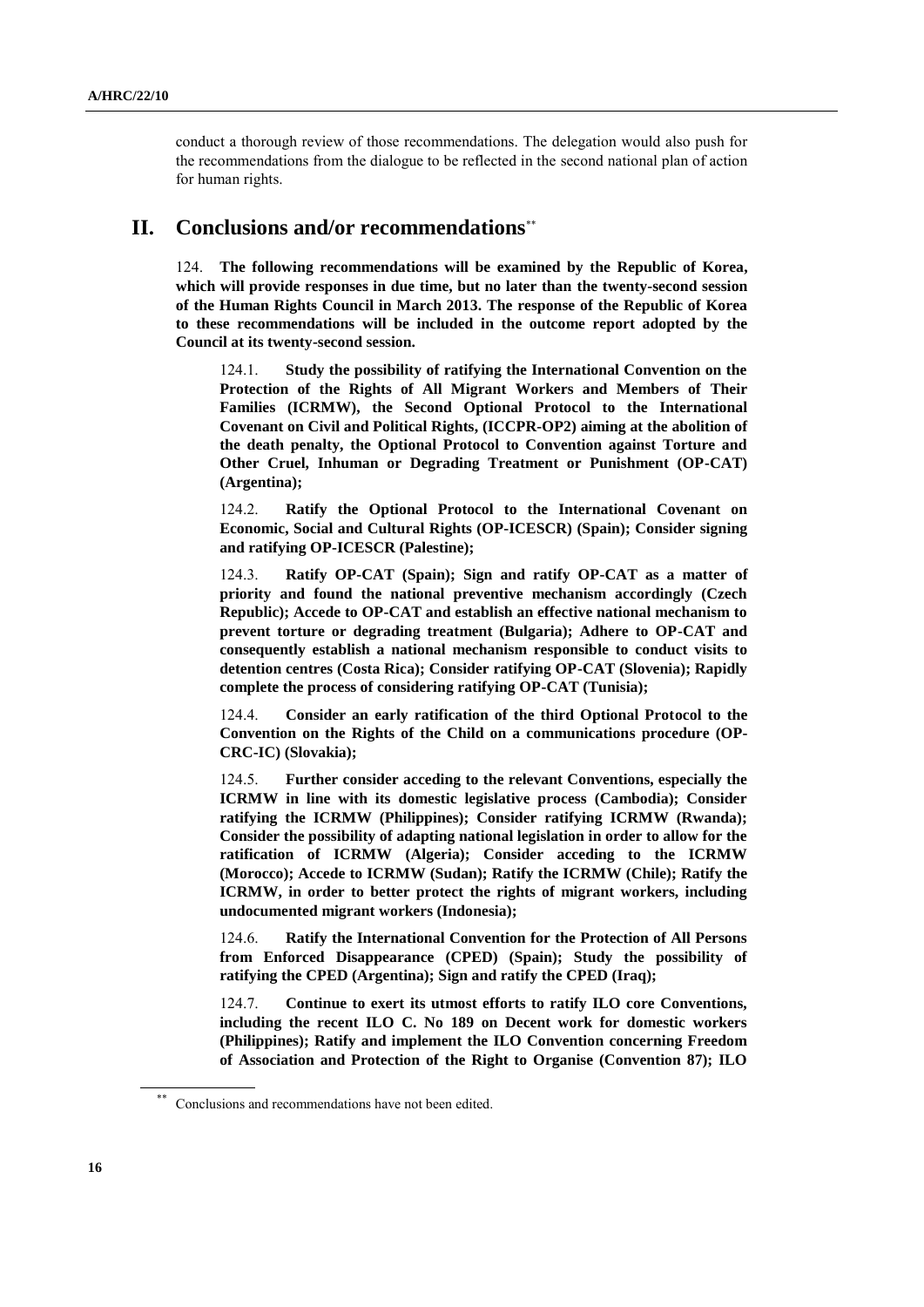conduct a thorough review of those recommendations. The delegation would also push for the recommendations from the dialogue to be reflected in the second national plan of action for human rights.

## II. Conclusions and/or recommendations[**]

124. **The following recommendations will be examined by the Republic of Korea, which will provide responses in due time, but no later than the twenty-second session of the Human Rights Council in March 2013. The response of the Republic of Korea to these recommendations will be included in the outcome report adopted by the Council at its twenty-second session.**

124.1. **Study the possibility of ratifying the International Convention on the Protection of the Rights of All Migrant Workers and Members of Their Families (ICRMW), the Second Optional Protocol to the International Covenant on Civil and Political Rights, (ICCPR-OP2) aiming at the abolition of the death penalty, the Optional Protocol to Convention against Torture and Other Cruel, Inhuman or Degrading Treatment or Punishment (OP-CAT) (Argentina);**

124.2. **Ratify the Optional Protocol to the International Covenant on Economic, Social and Cultural Rights (OP-ICESCR) (Spain); Consider signing and ratifying OP-ICESCR (Palestine);**

124.3. **Ratify OP-CAT (Spain); Sign and ratify OP-CAT as a matter of priority and found the national preventive mechanism accordingly (Czech Republic); Accede to OP-CAT and establish an effective national mechanism to prevent torture or degrading treatment (Bulgaria); Adhere to OP-CAT and consequently establish a national mechanism responsible to conduct visits to detention centres (Costa Rica); Consider ratifying OP-CAT (Slovenia); Rapidly complete the process of considering ratifying OP-CAT (Tunisia);**

124.4. **Consider an early ratification of the third Optional Protocol to the Convention on the Rights of the Child on a communications procedure (OP-CRC-IC) (Slovakia);**

124.5. **Further consider acceding to the relevant Conventions, especially the ICRMW in line with its domestic legislative process (Cambodia); Consider ratifying the ICRMW (Philippines); Consider ratifying ICRMW (Rwanda); Consider the possibility of adapting national legislation in order to allow for the ratification of ICRMW (Algeria); Consider acceding to the ICRMW (Morocco); Accede to ICRMW (Sudan); Ratify the ICRMW (Chile); Ratify the ICRMW, in order to better protect the rights of migrant workers, including undocumented migrant workers (Indonesia);**

124.6. **Ratify the International Convention for the Protection of All Persons from Enforced Disappearance (CPED) (Spain); Study the possibility of ratifying the CPED (Argentina); Sign and ratify the CPED (Iraq);**

124.7. **Continue to exert its utmost efforts to ratify ILO core Conventions, including the recent ILO C. No 189 on Decent work for domestic workers (Philippines); Ratify and implement the ILO Convention concerning Freedom of Association and Protection of the Right to Organise (Convention 87); ILO**

[**] Conclusions and recommendations have not been edited.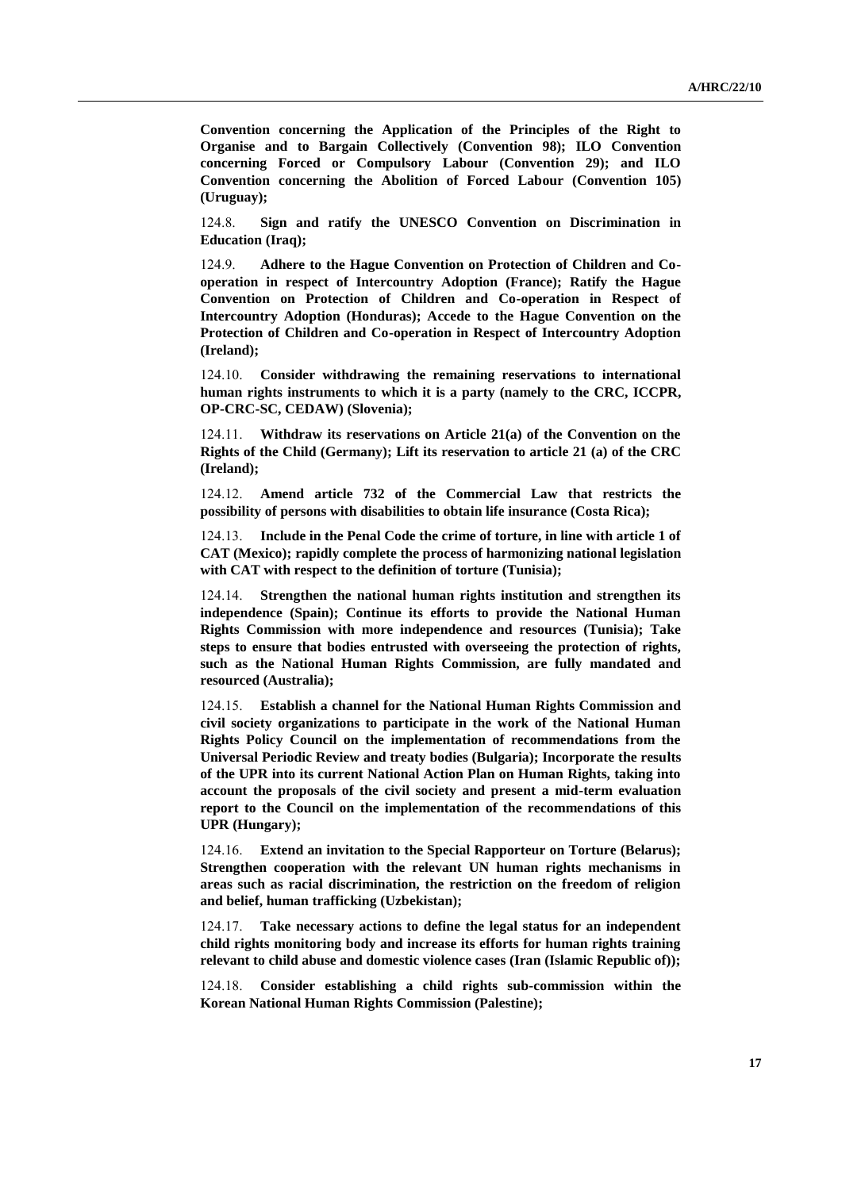**Convention concerning the Application of the Principles of the Right to Organise and to Bargain Collectively (Convention 98); ILO Convention concerning Forced or Compulsory Labour (Convention 29); and ILO Convention concerning the Abolition of Forced Labour (Convention 105) (Uruguay);**

124.8. **Sign and ratify the UNESCO Convention on Discrimination in Education (Iraq);**

124.9. **Adhere to the Hague Convention on Protection of Children and Co-operation in respect of Intercountry Adoption (France); Ratify the Hague Convention on Protection of Children and Co-operation in Respect of Intercountry Adoption (Honduras); Accede to the Hague Convention on the Protection of Children and Co-operation in Respect of Intercountry Adoption (Ireland);**

124.10. **Consider withdrawing the remaining reservations to international human rights instruments to which it is a party (namely to the CRC, ICCPR, OP-CRC-SC, CEDAW) (Slovenia);**

124.11. **Withdraw its reservations on Article 21(a) of the Convention on the Rights of the Child (Germany); Lift its reservation to article 21 (a) of the CRC (Ireland);**

124.12. **Amend article 732 of the Commercial Law that restricts the possibility of persons with disabilities to obtain life insurance (Costa Rica);**

124.13. **Include in the Penal Code the crime of torture, in line with article 1 of CAT (Mexico); rapidly complete the process of harmonizing national legislation with CAT with respect to the definition of torture (Tunisia);**

124.14. **Strengthen the national human rights institution and strengthen its independence (Spain); Continue its efforts to provide the National Human Rights Commission with more independence and resources (Tunisia); Take steps to ensure that bodies entrusted with overseeing the protection of rights, such as the National Human Rights Commission, are fully mandated and resourced (Australia);**

124.15. **Establish a channel for the National Human Rights Commission and civil society organizations to participate in the work of the National Human Rights Policy Council on the implementation of recommendations from the Universal Periodic Review and treaty bodies (Bulgaria); Incorporate the results of the UPR into its current National Action Plan on Human Rights, taking into account the proposals of the civil society and present a mid-term evaluation report to the Council on the implementation of the recommendations of this UPR (Hungary);**

124.16. **Extend an invitation to the Special Rapporteur on Torture (Belarus); Strengthen cooperation with the relevant UN human rights mechanisms in areas such as racial discrimination, the restriction on the freedom of religion and belief, human trafficking (Uzbekistan);**

124.17. **Take necessary actions to define the legal status for an independent child rights monitoring body and increase its efforts for human rights training relevant to child abuse and domestic violence cases (Iran (Islamic Republic of));**

124.18. **Consider establishing a child rights sub-commission within the Korean National Human Rights Commission (Palestine);**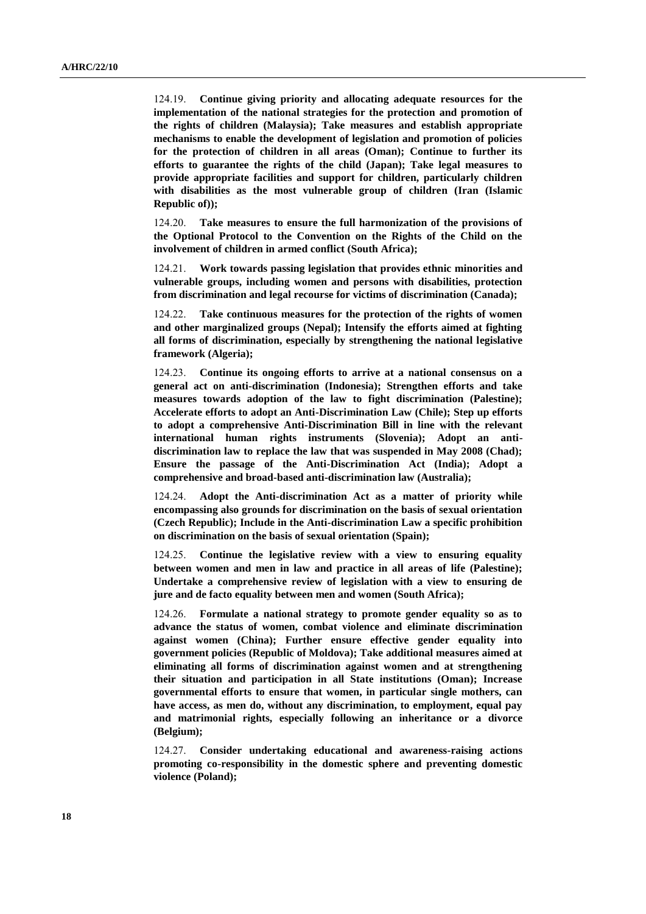124.19. **Continue giving priority and allocating adequate resources for the implementation of the national strategies for the protection and promotion of the rights of children (Malaysia); Take measures and establish appropriate mechanisms to enable the development of legislation and promotion of policies for the protection of children in all areas (Oman); Continue to further its efforts to guarantee the rights of the child (Japan); Take legal measures to provide appropriate facilities and support for children, particularly children with disabilities as the most vulnerable group of children (Iran (Islamic Republic of));**

124.20. **Take measures to ensure the full harmonization of the provisions of the Optional Protocol to the Convention on the Rights of the Child on the involvement of children in armed conflict (South Africa);**

124.21. **Work towards passing legislation that provides ethnic minorities and vulnerable groups, including women and persons with disabilities, protection from discrimination and legal recourse for victims of discrimination (Canada);**

124.22. **Take continuous measures for the protection of the rights of women and other marginalized groups (Nepal); Intensify the efforts aimed at fighting all forms of discrimination, especially by strengthening the national legislative framework (Algeria);**

124.23. **Continue its ongoing efforts to arrive at a national consensus on a general act on anti-discrimination (Indonesia); Strengthen efforts and take measures towards adoption of the law to fight discrimination (Palestine); Accelerate efforts to adopt an Anti-Discrimination Law (Chile); Step up efforts to adopt a comprehensive Anti-Discrimination Bill in line with the relevant international human rights instruments (Slovenia); Adopt an anti-discrimination law to replace the law that was suspended in May 2008 (Chad); Ensure the passage of the Anti-Discrimination Act (India); Adopt a comprehensive and broad-based anti-discrimination law (Australia);**

124.24. **Adopt the Anti-discrimination Act as a matter of priority while encompassing also grounds for discrimination on the basis of sexual orientation (Czech Republic); Include in the Anti-discrimination Law a specific prohibition on discrimination on the basis of sexual orientation (Spain);**

124.25. **Continue the legislative review with a view to ensuring equality between women and men in law and practice in all areas of life (Palestine); Undertake a comprehensive review of legislation with a view to ensuring de jure and de facto equality between men and women (South Africa);**

124.26. **Formulate a national strategy to promote gender equality so as to advance the status of women, combat violence and eliminate discrimination against women (China); Further ensure effective gender equality into government policies (Republic of Moldova); Take additional measures aimed at eliminating all forms of discrimination against women and at strengthening their situation and participation in all State institutions (Oman); Increase governmental efforts to ensure that women, in particular single mothers, can have access, as men do, without any discrimination, to employment, equal pay and matrimonial rights, especially following an inheritance or a divorce (Belgium);**

124.27. **Consider undertaking educational and awareness-raising actions promoting co-responsibility in the domestic sphere and preventing domestic violence (Poland);**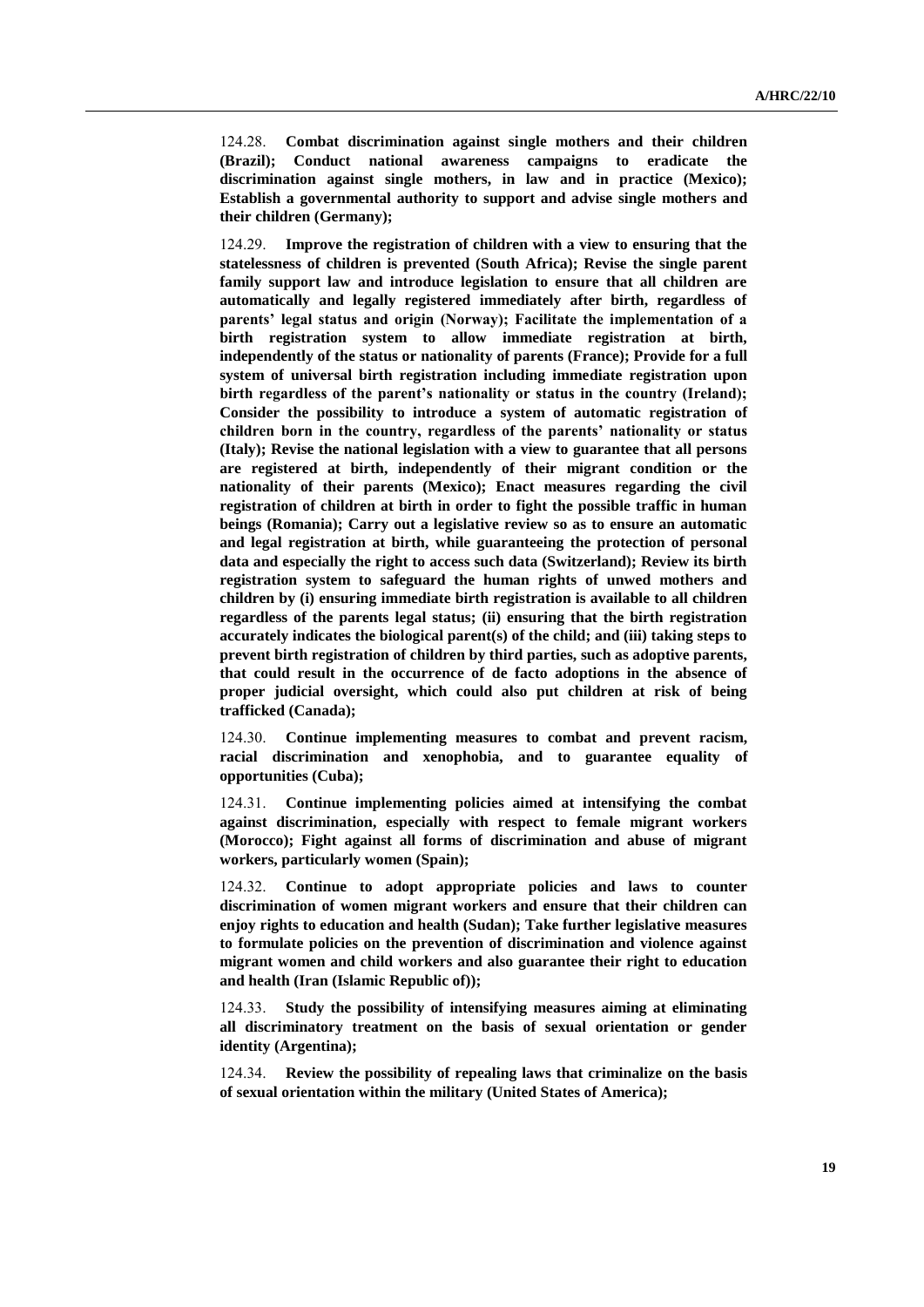124.28. **Combat discrimination against single mothers and their children (Brazil); Conduct national awareness campaigns to eradicate the discrimination against single mothers, in law and in practice (Mexico); Establish a governmental authority to support and advise single mothers and their children (Germany);**

124.29. **Improve the registration of children with a view to ensuring that the statelessness of children is prevented (South Africa); Revise the single parent family support law and introduce legislation to ensure that all children are automatically and legally registered immediately after birth, regardless of parents' legal status and origin (Norway); Facilitate the implementation of a birth registration system to allow immediate registration at birth, independently of the status or nationality of parents (France); Provide for a full system of universal birth registration including immediate registration upon birth regardless of the parent's nationality or status in the country (Ireland); Consider the possibility to introduce a system of automatic registration of children born in the country, regardless of the parents' nationality or status (Italy); Revise the national legislation with a view to guarantee that all persons are registered at birth, independently of their migrant condition or the nationality of their parents (Mexico); Enact measures regarding the civil registration of children at birth in order to fight the possible traffic in human beings (Romania); Carry out a legislative review so as to ensure an automatic and legal registration at birth, while guaranteeing the protection of personal data and especially the right to access such data (Switzerland); Review its birth registration system to safeguard the human rights of unwed mothers and children by (i) ensuring immediate birth registration is available to all children regardless of the parents legal status; (ii) ensuring that the birth registration accurately indicates the biological parent(s) of the child; and (iii) taking steps to prevent birth registration of children by third parties, such as adoptive parents, that could result in the occurrence of de facto adoptions in the absence of proper judicial oversight, which could also put children at risk of being trafficked (Canada);**

124.30. **Continue implementing measures to combat and prevent racism, racial discrimination and xenophobia, and to guarantee equality of opportunities (Cuba);**

124.31. **Continue implementing policies aimed at intensifying the combat against discrimination, especially with respect to female migrant workers (Morocco); Fight against all forms of discrimination and abuse of migrant workers, particularly women (Spain);**

124.32. **Continue to adopt appropriate policies and laws to counter discrimination of women migrant workers and ensure that their children can enjoy rights to education and health (Sudan); Take further legislative measures to formulate policies on the prevention of discrimination and violence against migrant women and child workers and also guarantee their right to education and health (Iran (Islamic Republic of));**

124.33. **Study the possibility of intensifying measures aiming at eliminating all discriminatory treatment on the basis of sexual orientation or gender identity (Argentina);**

124.34. **Review the possibility of repealing laws that criminalize on the basis of sexual orientation within the military (United States of America);**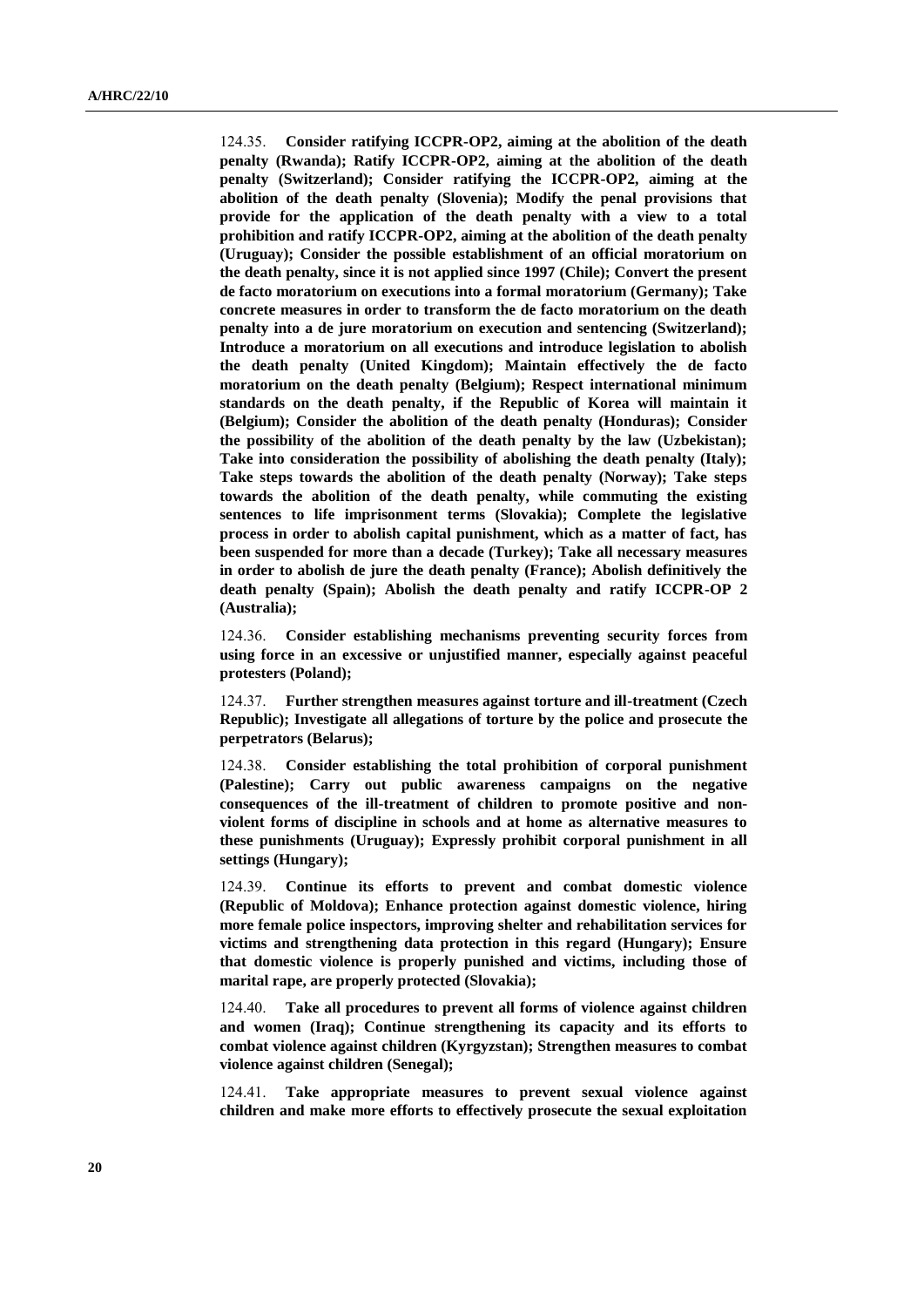124.35. **Consider ratifying ICCPR-OP2, aiming at the abolition of the death penalty (Rwanda); Ratify ICCPR-OP2, aiming at the abolition of the death penalty (Switzerland); Consider ratifying the ICCPR-OP2, aiming at the abolition of the death penalty (Slovenia); Modify the penal provisions that provide for the application of the death penalty with a view to a total prohibition and ratify ICCPR-OP2, aiming at the abolition of the death penalty (Uruguay); Consider the possible establishment of an official moratorium on the death penalty, since it is not applied since 1997 (Chile); Convert the present de facto moratorium on executions into a formal moratorium (Germany); Take concrete measures in order to transform the de facto moratorium on the death penalty into a de jure moratorium on execution and sentencing (Switzerland); Introduce a moratorium on all executions and introduce legislation to abolish the death penalty (United Kingdom); Maintain effectively the de facto moratorium on the death penalty (Belgium); Respect international minimum standards on the death penalty, if the Republic of Korea will maintain it (Belgium); Consider the abolition of the death penalty (Honduras); Consider the possibility of the abolition of the death penalty by the law (Uzbekistan); Take into consideration the possibility of abolishing the death penalty (Italy); Take steps towards the abolition of the death penalty (Norway); Take steps towards the abolition of the death penalty, while commuting the existing sentences to life imprisonment terms (Slovakia); Complete the legislative process in order to abolish capital punishment, which as a matter of fact, has been suspended for more than a decade (Turkey); Take all necessary measures in order to abolish de jure the death penalty (France); Abolish definitively the death penalty (Spain); Abolish the death penalty and ratify ICCPR-OP 2 (Australia);**

124.36. **Consider establishing mechanisms preventing security forces from using force in an excessive or unjustified manner, especially against peaceful protesters (Poland);**

124.37. **Further strengthen measures against torture and ill-treatment (Czech Republic); Investigate all allegations of torture by the police and prosecute the perpetrators (Belarus);**

124.38. **Consider establishing the total prohibition of corporal punishment (Palestine); Carry out public awareness campaigns on the negative consequences of the ill-treatment of children to promote positive and non-violent forms of discipline in schools and at home as alternative measures to these punishments (Uruguay); Expressly prohibit corporal punishment in all settings (Hungary);**

124.39. **Continue its efforts to prevent and combat domestic violence (Republic of Moldova); Enhance protection against domestic violence, hiring more female police inspectors, improving shelter and rehabilitation services for victims and strengthening data protection in this regard (Hungary); Ensure that domestic violence is properly punished and victims, including those of marital rape, are properly protected (Slovakia);**

124.40. **Take all procedures to prevent all forms of violence against children and women (Iraq); Continue strengthening its capacity and its efforts to combat violence against children (Kyrgyzstan); Strengthen measures to combat violence against children (Senegal);**

124.41. **Take appropriate measures to prevent sexual violence against children and make more efforts to effectively prosecute the sexual exploitation**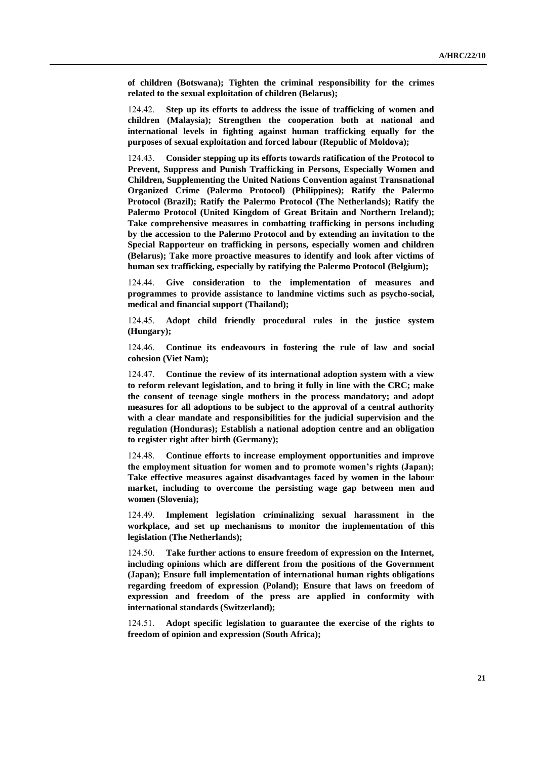**of children (Botswana); Tighten the criminal responsibility for the crimes related to the sexual exploitation of children (Belarus);**

124.42. **Step up its efforts to address the issue of trafficking of women and children (Malaysia); Strengthen the cooperation both at national and international levels in fighting against human trafficking equally for the purposes of sexual exploitation and forced labour (Republic of Moldova);**

124.43. **Consider stepping up its efforts towards ratification of the Protocol to Prevent, Suppress and Punish Trafficking in Persons, Especially Women and Children, Supplementing the United Nations Convention against Transnational Organized Crime (Palermo Protocol) (Philippines); Ratify the Palermo Protocol (Brazil); Ratify the Palermo Protocol (The Netherlands); Ratify the Palermo Protocol (United Kingdom of Great Britain and Northern Ireland); Take comprehensive measures in combatting trafficking in persons including by the accession to the Palermo Protocol and by extending an invitation to the Special Rapporteur on trafficking in persons, especially women and children (Belarus); Take more proactive measures to identify and look after victims of human sex trafficking, especially by ratifying the Palermo Protocol (Belgium);**

124.44. **Give consideration to the implementation of measures and programmes to provide assistance to landmine victims such as psycho-social, medical and financial support (Thailand);**

124.45. **Adopt child friendly procedural rules in the justice system (Hungary);**

124.46. **Continue its endeavours in fostering the rule of law and social cohesion (Viet Nam);**

124.47. **Continue the review of its international adoption system with a view to reform relevant legislation, and to bring it fully in line with the CRC; make the consent of teenage single mothers in the process mandatory; and adopt measures for all adoptions to be subject to the approval of a central authority with a clear mandate and responsibilities for the judicial supervision and the regulation (Honduras); Establish a national adoption centre and an obligation to register right after birth (Germany);**

124.48. **Continue efforts to increase employment opportunities and improve the employment situation for women and to promote women's rights (Japan); Take effective measures against disadvantages faced by women in the labour market, including to overcome the persisting wage gap between men and women (Slovenia);**

124.49. **Implement legislation criminalizing sexual harassment in the workplace, and set up mechanisms to monitor the implementation of this legislation (The Netherlands);**

124.50. **Take further actions to ensure freedom of expression on the Internet, including opinions which are different from the positions of the Government (Japan); Ensure full implementation of international human rights obligations regarding freedom of expression (Poland); Ensure that laws on freedom of expression and freedom of the press are applied in conformity with international standards (Switzerland);**

124.51. **Adopt specific legislation to guarantee the exercise of the rights to freedom of opinion and expression (South Africa);**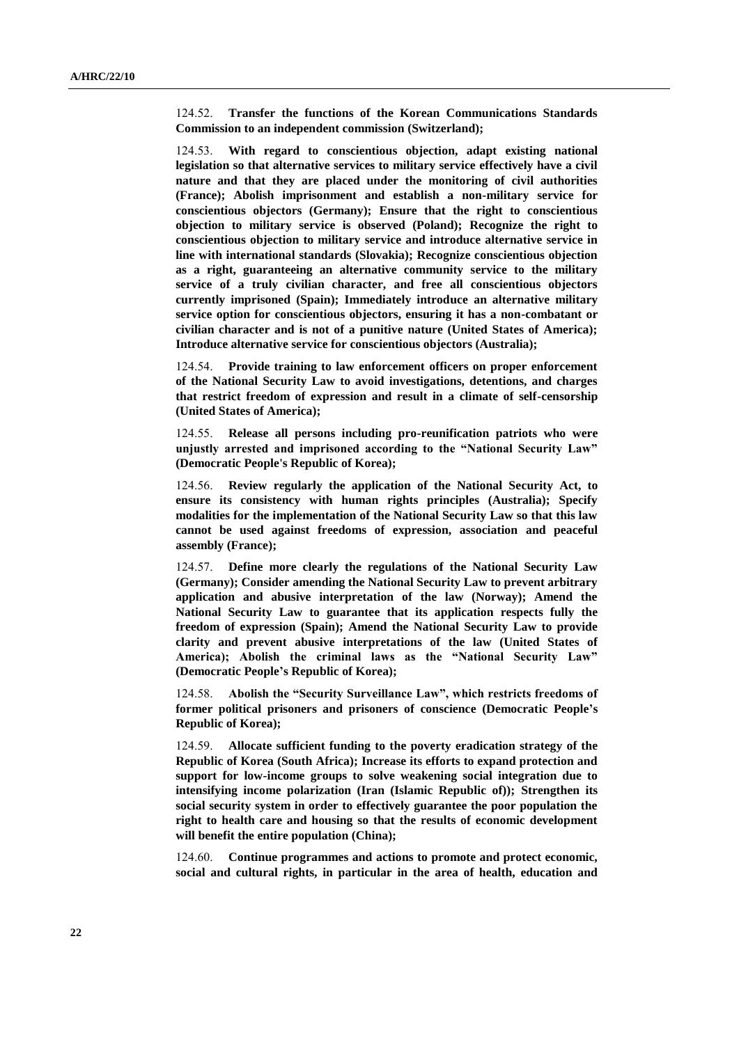124.52. **Transfer the functions of the Korean Communications Standards Commission to an independent commission (Switzerland);**

124.53. **With regard to conscientious objection, adapt existing national legislation so that alternative services to military service effectively have a civil nature and that they are placed under the monitoring of civil authorities (France); Abolish imprisonment and establish a non-military service for conscientious objectors (Germany); Ensure that the right to conscientious objection to military service is observed (Poland); Recognize the right to conscientious objection to military service and introduce alternative service in line with international standards (Slovakia); Recognize conscientious objection as a right, guaranteeing an alternative community service to the military service of a truly civilian character, and free all conscientious objectors currently imprisoned (Spain); Immediately introduce an alternative military service option for conscientious objectors, ensuring it has a non-combatant or civilian character and is not of a punitive nature (United States of America); Introduce alternative service for conscientious objectors (Australia);**

124.54. **Provide training to law enforcement officers on proper enforcement of the National Security Law to avoid investigations, detentions, and charges that restrict freedom of expression and result in a climate of self-censorship (United States of America);**

124.55. **Release all persons including pro-reunification patriots who were unjustly arrested and imprisoned according to the "National Security Law" (Democratic People's Republic of Korea);**

124.56. **Review regularly the application of the National Security Act, to ensure its consistency with human rights principles (Australia); Specify modalities for the implementation of the National Security Law so that this law cannot be used against freedoms of expression, association and peaceful assembly (France);**

124.57. **Define more clearly the regulations of the National Security Law (Germany); Consider amending the National Security Law to prevent arbitrary application and abusive interpretation of the law (Norway); Amend the National Security Law to guarantee that its application respects fully the freedom of expression (Spain); Amend the National Security Law to provide clarity and prevent abusive interpretations of the law (United States of America); Abolish the criminal laws as the "National Security Law" (Democratic People's Republic of Korea);**

124.58. **Abolish the "Security Surveillance Law", which restricts freedoms of former political prisoners and prisoners of conscience (Democratic People's Republic of Korea);**

124.59. **Allocate sufficient funding to the poverty eradication strategy of the Republic of Korea (South Africa); Increase its efforts to expand protection and support for low-income groups to solve weakening social integration due to intensifying income polarization (Iran (Islamic Republic of)); Strengthen its social security system in order to effectively guarantee the poor population the right to health care and housing so that the results of economic development will benefit the entire population (China);**

124.60. **Continue programmes and actions to promote and protect economic, social and cultural rights, in particular in the area of health, education and**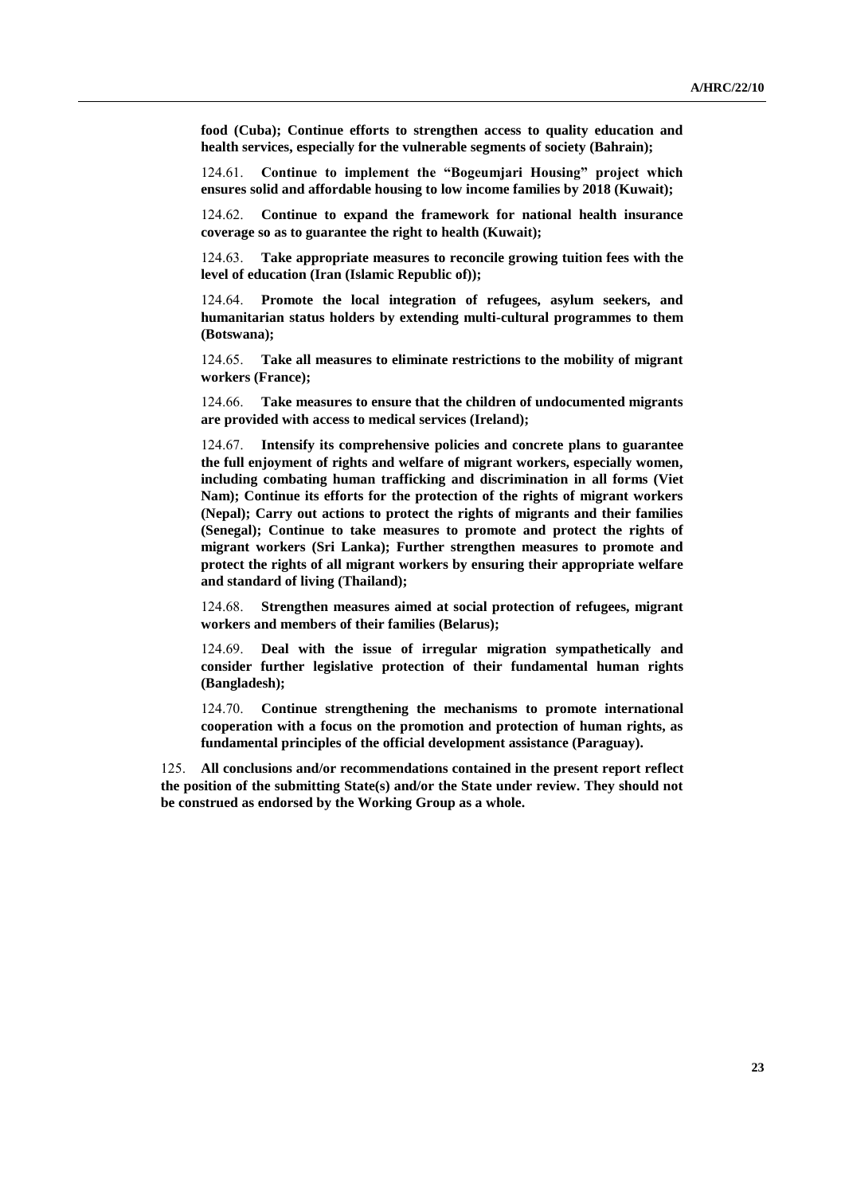**food (Cuba); Continue efforts to strengthen access to quality education and health services, especially for the vulnerable segments of society (Bahrain);**

124.61. **Continue to implement the "Bogeumjari Housing" project which ensures solid and affordable housing to low income families by 2018 (Kuwait);**

124.62. **Continue to expand the framework for national health insurance coverage so as to guarantee the right to health (Kuwait);**

124.63. **Take appropriate measures to reconcile growing tuition fees with the level of education (Iran (Islamic Republic of));**

124.64. **Promote the local integration of refugees, asylum seekers, and humanitarian status holders by extending multi-cultural programmes to them (Botswana);**

124.65. **Take all measures to eliminate restrictions to the mobility of migrant workers (France);**

124.66. **Take measures to ensure that the children of undocumented migrants are provided with access to medical services (Ireland);**

124.67. **Intensify its comprehensive policies and concrete plans to guarantee the full enjoyment of rights and welfare of migrant workers, especially women, including combating human trafficking and discrimination in all forms (Viet Nam); Continue its efforts for the protection of the rights of migrant workers (Nepal); Carry out actions to protect the rights of migrants and their families (Senegal); Continue to take measures to promote and protect the rights of migrant workers (Sri Lanka); Further strengthen measures to promote and protect the rights of all migrant workers by ensuring their appropriate welfare and standard of living (Thailand);**

124.68. **Strengthen measures aimed at social protection of refugees, migrant workers and members of their families (Belarus);**

124.69. **Deal with the issue of irregular migration sympathetically and consider further legislative protection of their fundamental human rights (Bangladesh);**

124.70. **Continue strengthening the mechanisms to promote international cooperation with a focus on the promotion and protection of human rights, as fundamental principles of the official development assistance (Paraguay).**

125. **All conclusions and/or recommendations contained in the present report reflect the position of the submitting State(s) and/or the State under review. They should not be construed as endorsed by the Working Group as a whole.**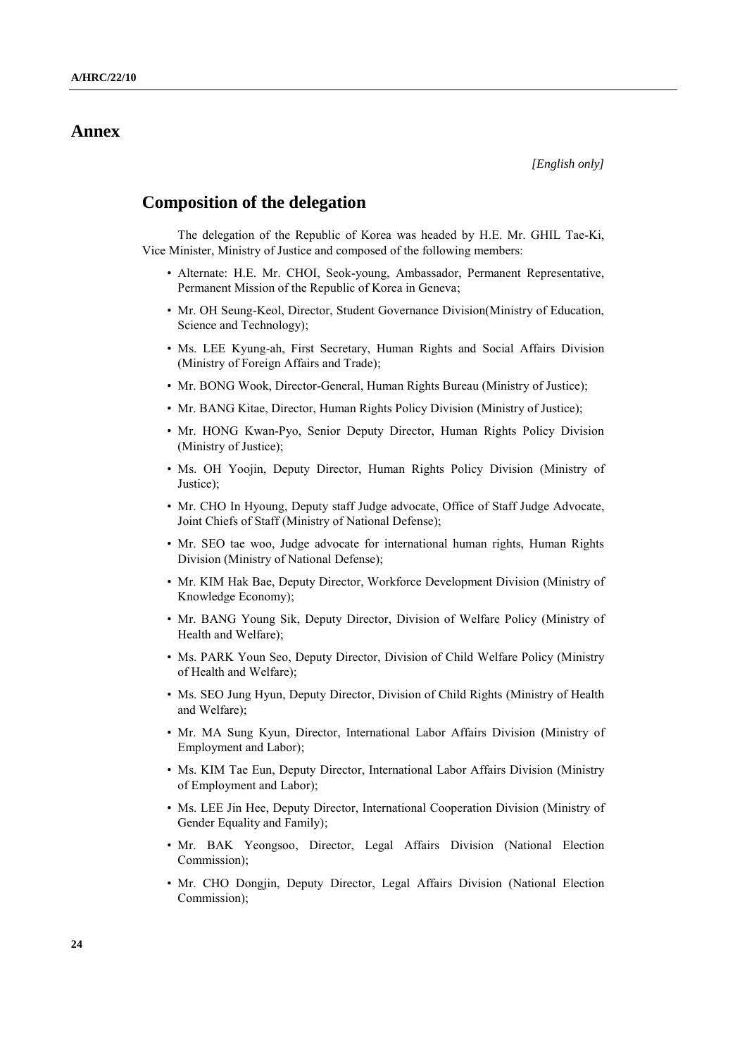# Annex

*[English only]*

## Composition of the delegation

The delegation of the Republic of Korea was headed by H.E. Mr. GHIL Tae-Ki, Vice Minister, Ministry of Justice and composed of the following members:

- Alternate: H.E. Mr. CHOI, Seok-young, Ambassador, Permanent Representative, Permanent Mission of the Republic of Korea in Geneva;
- Mr. OH Seung-Keol, Director, Student Governance Division(Ministry of Education, Science and Technology);
- Ms. LEE Kyung-ah, First Secretary, Human Rights and Social Affairs Division (Ministry of Foreign Affairs and Trade);
- Mr. BONG Wook, Director-General, Human Rights Bureau (Ministry of Justice);
- Mr. BANG Kitae, Director, Human Rights Policy Division (Ministry of Justice);
- Mr. HONG Kwan-Pyo, Senior Deputy Director, Human Rights Policy Division (Ministry of Justice);
- Ms. OH Yoojin, Deputy Director, Human Rights Policy Division (Ministry of Justice);
- Mr. CHO In Hyoung, Deputy staff Judge advocate, Office of Staff Judge Advocate, Joint Chiefs of Staff (Ministry of National Defense);
- Mr. SEO tae woo, Judge advocate for international human rights, Human Rights Division (Ministry of National Defense);
- Mr. KIM Hak Bae, Deputy Director, Workforce Development Division (Ministry of Knowledge Economy);
- Mr. BANG Young Sik, Deputy Director, Division of Welfare Policy (Ministry of Health and Welfare);
- Ms. PARK Youn Seo, Deputy Director, Division of Child Welfare Policy (Ministry of Health and Welfare);
- Ms. SEO Jung Hyun, Deputy Director, Division of Child Rights (Ministry of Health and Welfare);
- Mr. MA Sung Kyun, Director, International Labor Affairs Division (Ministry of Employment and Labor);
- Ms. KIM Tae Eun, Deputy Director, International Labor Affairs Division (Ministry of Employment and Labor);
- Ms. LEE Jin Hee, Deputy Director, International Cooperation Division (Ministry of Gender Equality and Family);
- Mr. BAK Yeongsoo, Director, Legal Affairs Division (National Election Commission);
- Mr. CHO Dongjin, Deputy Director, Legal Affairs Division (National Election Commission);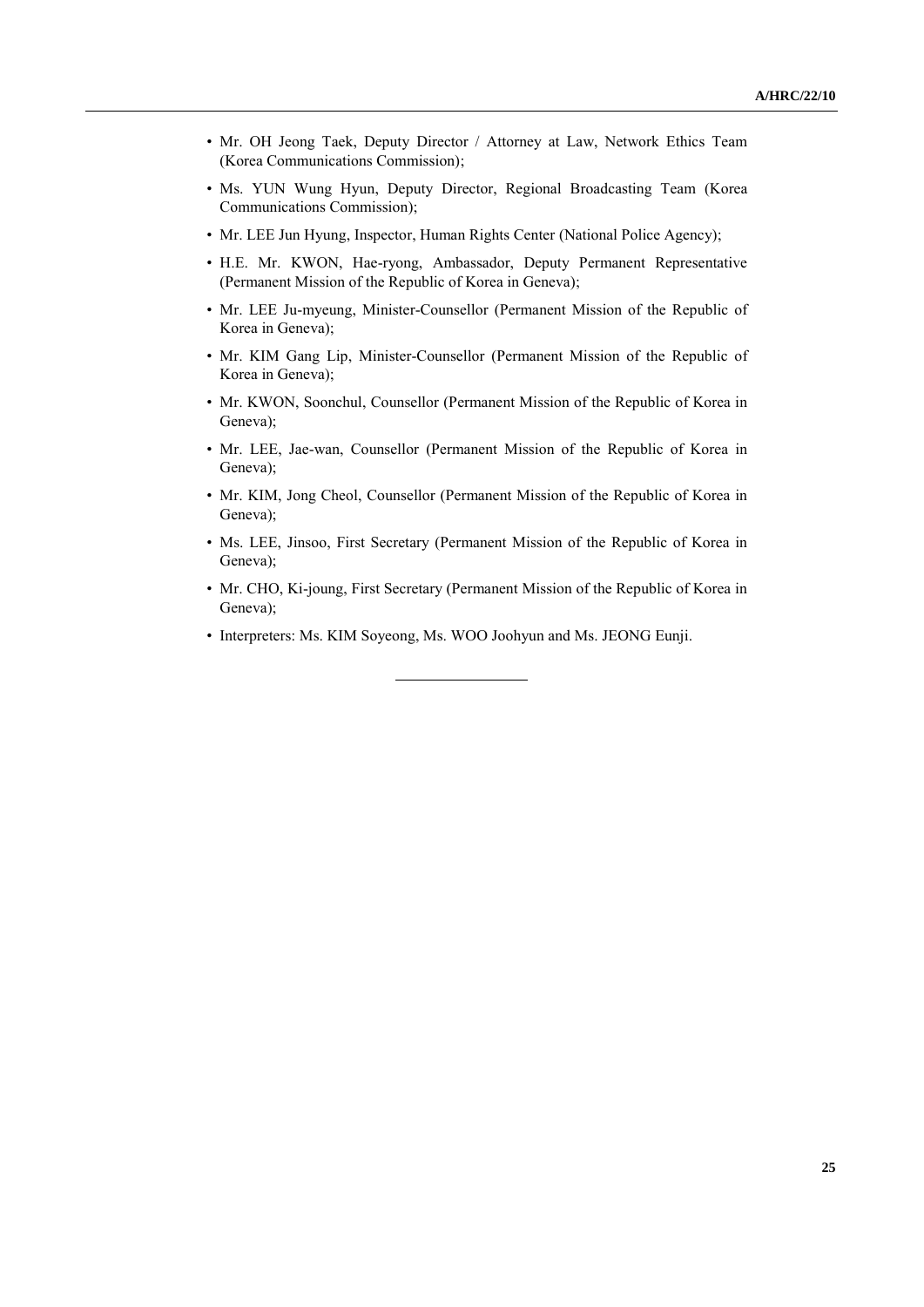- Mr. OH Jeong Taek, Deputy Director / Attorney at Law, Network Ethics Team (Korea Communications Commission);
- Ms. YUN Wung Hyun, Deputy Director, Regional Broadcasting Team (Korea Communications Commission);
- Mr. LEE Jun Hyung, Inspector, Human Rights Center (National Police Agency);
- H.E. Mr. KWON, Hae-ryong, Ambassador, Deputy Permanent Representative (Permanent Mission of the Republic of Korea in Geneva);
- Mr. LEE Ju-myeung, Minister-Counsellor (Permanent Mission of the Republic of Korea in Geneva);
- Mr. KIM Gang Lip, Minister-Counsellor (Permanent Mission of the Republic of Korea in Geneva);
- Mr. KWON, Soonchul, Counsellor (Permanent Mission of the Republic of Korea in Geneva);
- Mr. LEE, Jae-wan, Counsellor (Permanent Mission of the Republic of Korea in Geneva);
- Mr. KIM, Jong Cheol, Counsellor (Permanent Mission of the Republic of Korea in Geneva);
- Ms. LEE, Jinsoo, First Secretary (Permanent Mission of the Republic of Korea in Geneva);
- Mr. CHO, Ki-joung, First Secretary (Permanent Mission of the Republic of Korea in Geneva);
- Interpreters: Ms. KIM Soyeong, Ms. WOO Joohyun and Ms. JEONG Eunji.